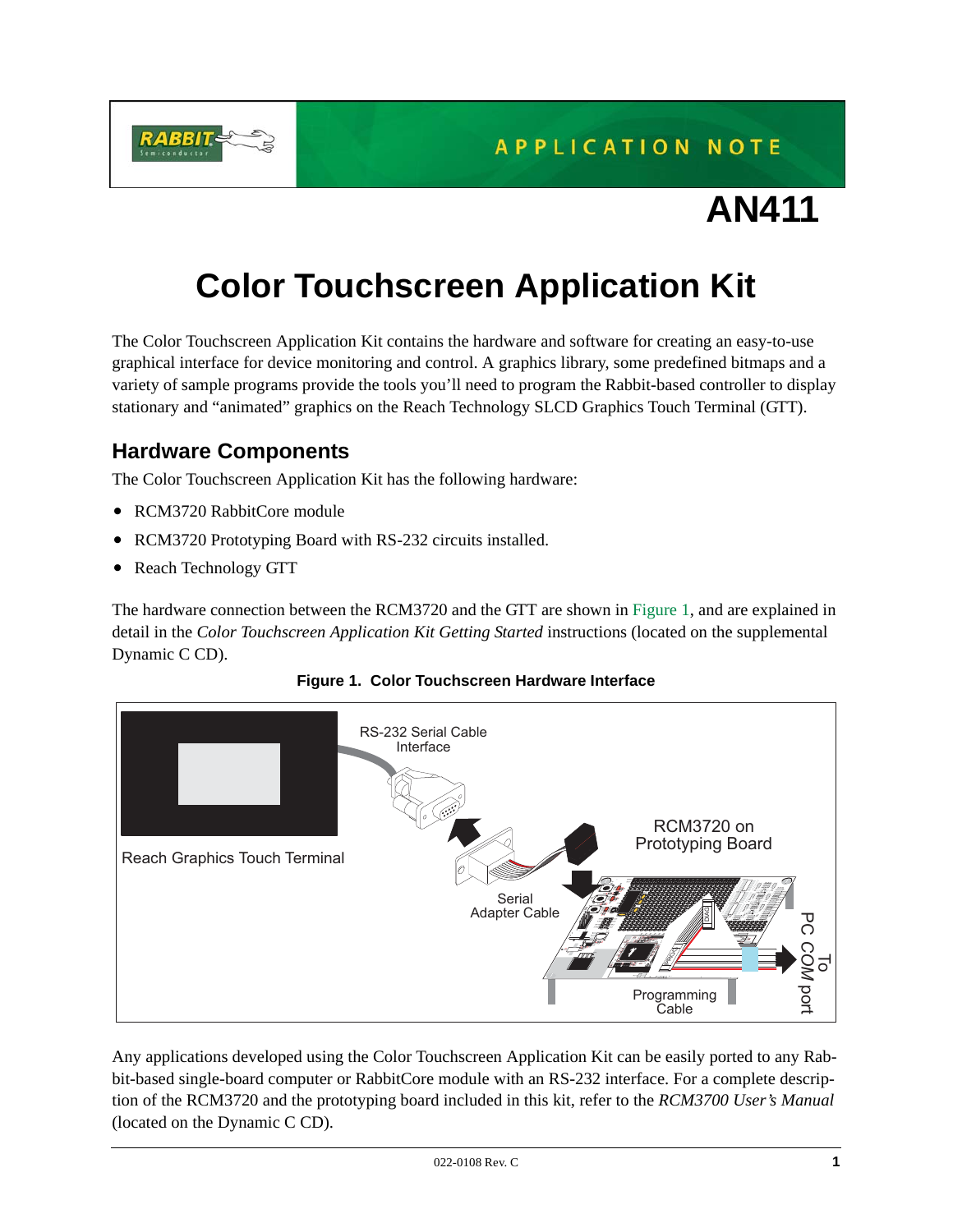APPLICATION NOTE

AN411

# Color Touchscreen Application Kit

The Color Touchscreen Application Kit contains the hardware and software for creating an easy-to-use graphical interface for device monitoring and control. A graphics library, some predefined bitmaps and a variety of sample programs provide the tools you'll need to program the Rabbit-based controller to display stationary and "animated" graphics on the Reach Technology SLCD Graphics Touch Terminal (GTT).

## Hardware Components

The Color Touchscreen Application Kit has the following hardware:

- RCM3720 RabbitCore module
- RCM3720 Prototyping Board with RS-232 circuits installed.
- Reach Technology GTT

The hardware connection between the RCM3720 and the GTT are shown in Figure 1, and are explained in detail in the *Color Touchscreen Application Kit Getting Started* instructions (located on the supplemental Dynamic C CD).

**Figure 1. Color Touchscreen Hardware Interface**

Any applications developed using the Color Touchscreen Application Kit can be easily ported to any Rabbit-based single-board computer or RabbitCore module with an RS-232 interface. For a complete description of the RCM3720 and the prototyping board included in this kit, refer to the *RCM3700 User's Manual* (located on the Dynamic C CD).

022-0108 Rev. C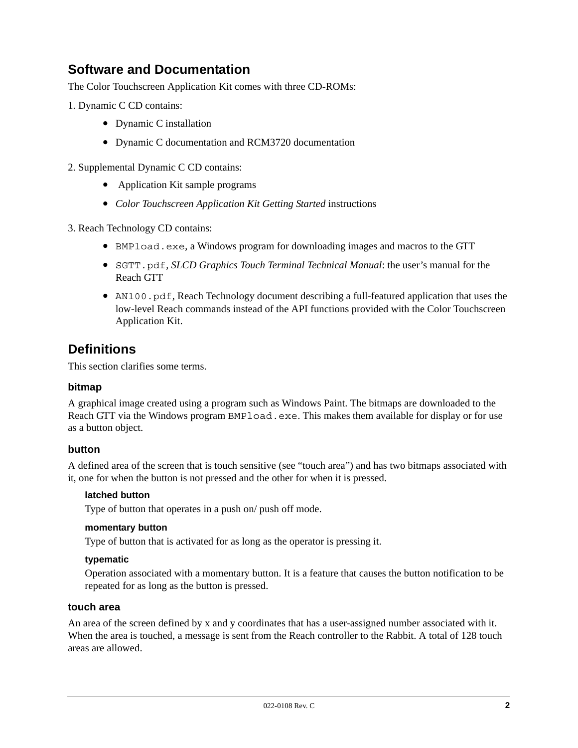## Software and Documentation

The Color Touchscreen Application Kit comes with three CD-ROMs:

1. Dynamic C CD contains:
   - Dynamic C installation
   - Dynamic C documentation and RCM3720 documentation

2. Supplemental Dynamic C CD contains:
   - Application Kit sample programs
   - *Color Touchscreen Application Kit Getting Started* instructions

3. Reach Technology CD contains:
   - `BMPload.exe`, a Windows program for downloading images and macros to the GTT
   - `SGTT.pdf`, *SLCD Graphics Touch Terminal Technical Manual*: the user's manual for the Reach GTT
   - `AN100.pdf`, Reach Technology document describing a full-featured application that uses the low-level Reach commands instead of the API functions provided with the Color Touchscreen Application Kit.

## Definitions

This section clarifies some terms.

### bitmap

A graphical image created using a program such as Windows Paint. The bitmaps are downloaded to the Reach GTT via the Windows program `BMPload.exe`. This makes them available for display or for use as a button object.

### button

A defined area of the screen that is touch sensitive (see "touch area") and has two bitmaps associated with it, one for when the button is not pressed and the other for when it is pressed.

#### latched button

Type of button that operates in a push on/ push off mode.

#### momentary button

Type of button that is activated for as long as the operator is pressing it.

#### typematic

Operation associated with a momentary button. It is a feature that causes the button notification to be repeated for as long as the button is pressed.

### touch area

An area of the screen defined by x and y coordinates that has a user-assigned number associated with it. When the area is touched, a message is sent from the Reach controller to the Rabbit. A total of 128 touch areas are allowed.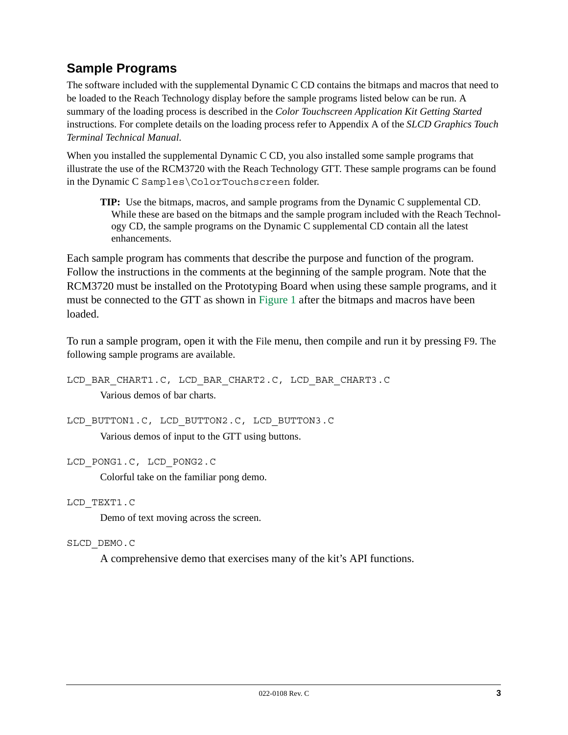## Sample Programs

The software included with the supplemental Dynamic C CD contains the bitmaps and macros that need to be loaded to the Reach Technology display before the sample programs listed below can be run. A summary of the loading process is described in the *Color Touchscreen Application Kit Getting Started* instructions. For complete details on the loading process refer to Appendix A of the *SLCD Graphics Touch Terminal Technical Manual.*

When you installed the supplemental Dynamic C CD, you also installed some sample programs that illustrate the use of the RCM3720 with the Reach Technology GTT. These sample programs can be found in the Dynamic C `Samples\ColorTouchscreen` folder.

> **TIP:** Use the bitmaps, macros, and sample programs from the Dynamic C supplemental CD. While these are based on the bitmaps and the sample program included with the Reach Technology CD, the sample programs on the Dynamic C supplemental CD contain all the latest enhancements.

Each sample program has comments that describe the purpose and function of the program. Follow the instructions in the comments at the beginning of the sample program. Note that the RCM3720 must be installed on the Prototyping Board when using these sample programs, and it must be connected to the GTT as shown in Figure 1 after the bitmaps and macros have been loaded.

To run a sample program, open it with the File menu, then compile and run it by pressing F9. The following sample programs are available.

`LCD_BAR_CHART1.C, LCD_BAR_CHART2.C, LCD_BAR_CHART3.C`

Various demos of bar charts.

`LCD_BUTTON1.C, LCD_BUTTON2.C, LCD_BUTTON3.C`

Various demos of input to the GTT using buttons.

`LCD_PONG1.C, LCD_PONG2.C`

Colorful take on the familiar pong demo.

`LCD_TEXT1.C`

Demo of text moving across the screen.

`SLCD_DEMO.C`

A comprehensive demo that exercises many of the kit's API functions.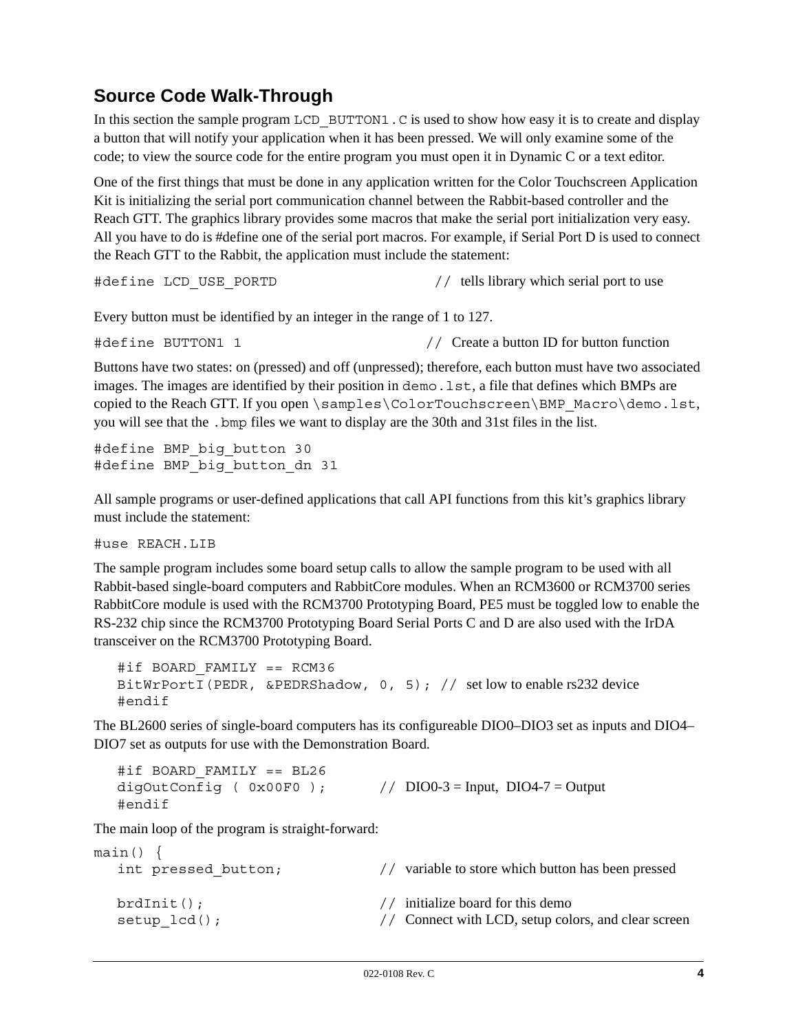## Source Code Walk-Through

In this section the sample program `LCD_BUTTON1.C` is used to show how easy it is to create and display a button that will notify your application when it has been pressed. We will only examine some of the code; to view the source code for the entire program you must open it in Dynamic C or a text editor.

One of the first things that must be done in any application written for the Color Touchscreen Application Kit is initializing the serial port communication channel between the Rabbit-based controller and the Reach GTT. The graphics library provides some macros that make the serial port initialization very easy. All you have to do is #define one of the serial port macros. For example, if Serial Port D is used to connect the Reach GTT to the Rabbit, the application must include the statement:

```
#define LCD_USE_PORTD                    // tells library which serial port to use
```

Every button must be identified by an integer in the range of 1 to 127.

```
#define BUTTON1 1                        // Create a button ID for button function
```

Buttons have two states: on (pressed) and off (unpressed); therefore, each button must have two associated images. The images are identified by their position in `demo.lst`, a file that defines which BMPs are copied to the Reach GTT. If you open `\samples\ColorTouchscreen\BMP_Macro\demo.lst`, you will see that the `.bmp` files we want to display are the 30th and 31st files in the list.

```
#define BMP_big_button 30
#define BMP_big_button_dn 31
```

All sample programs or user-defined applications that call API functions from this kit's graphics library must include the statement:

```
#use REACH.LIB
```

The sample program includes some board setup calls to allow the sample program to be used with all Rabbit-based single-board computers and RabbitCore modules. When an RCM3600 or RCM3700 series RabbitCore module is used with the RCM3700 Prototyping Board, PE5 must be toggled low to enable the RS-232 chip since the RCM3700 Prototyping Board Serial Ports C and D are also used with the IrDA transceiver on the RCM3700 Prototyping Board.

```
   #if BOARD_FAMILY == RCM36
   BitWrPortI(PEDR, &PEDRShadow, 0, 5); // set low to enable rs232 device
   #endif
```

The BL2600 series of single-board computers has its configureable DIO0–DIO3 set as inputs and DIO4–DIO7 set as outputs for use with the Demonstration Board.

```
   #if BOARD_FAMILY == BL26
   digOutConfig ( 0x00F0 );       // DIO0-3 = Input,  DIO4-7 = Output
   #endif
```

The main loop of the program is straight-forward:

```
main() {
   int pressed_button;            // variable to store which button has been pressed

   brdInit();                     // initialize board for this demo
   setup_lcd();                   // Connect with LCD, setup colors, and clear screen
```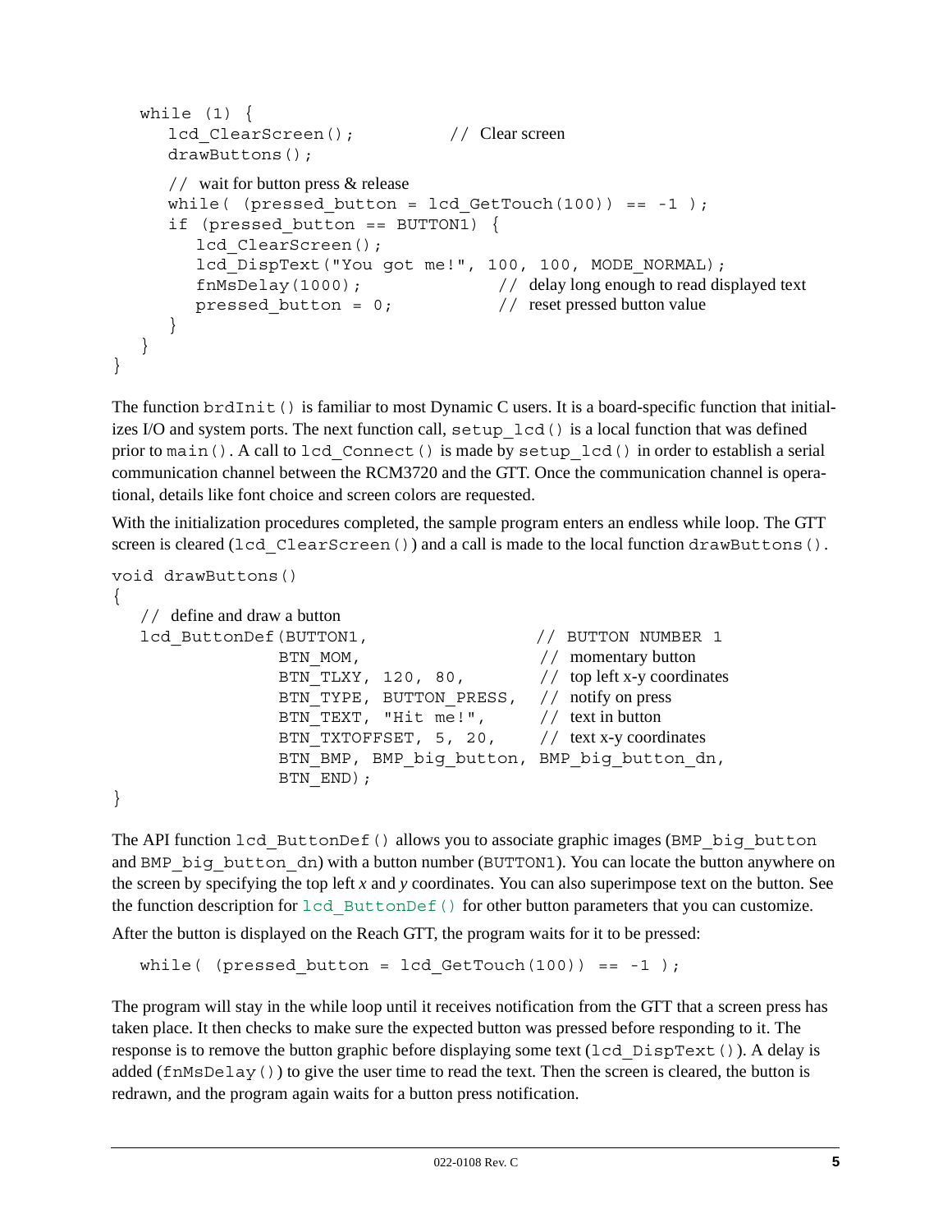```
   while (1) {
      lcd_ClearScreen();          // Clear screen
      drawButtons();

      // wait for button press & release
      while( (pressed_button = lcd_GetTouch(100)) == -1 );
      if (pressed_button == BUTTON1) {
         lcd_ClearScreen();
         lcd_DispText("You got me!", 100, 100, MODE_NORMAL);
         fnMsDelay(1000);               // delay long enough to read displayed text
         pressed_button = 0;            // reset pressed button value
      }
   }
}
```

The function `brdInit()` is familiar to most Dynamic C users. It is a board-specific function that initializes I/O and system ports. The next function call, `setup_lcd()` is a local function that was defined prior to `main()`. A call to `lcd_Connect()` is made by `setup_lcd()` in order to establish a serial communication channel between the RCM3720 and the GTT. Once the communication channel is operational, details like font choice and screen colors are requested.

With the initialization procedures completed, the sample program enters an endless while loop. The GTT screen is cleared (`lcd_ClearScreen()`) and a call is made to the local function `drawButtons()`.

```
void drawButtons()
{
   // define and draw a button
   lcd_ButtonDef(BUTTON1,                    // BUTTON NUMBER 1
                 BTN_MOM,                    // momentary button
                 BTN_TLXY, 120, 80,          // top left x-y coordinates
                 BTN_TYPE, BUTTON_PRESS,     // notify on press
                 BTN_TEXT, "Hit me!",        // text in button
                 BTN_TXTOFFSET, 5, 20,       // text x-y coordinates
                 BTN_BMP, BMP_big_button, BMP_big_button_dn,
                 BTN_END);
}
```

The API function `lcd_ButtonDef()` allows you to associate graphic images (`BMP_big_button` and `BMP_big_button_dn`) with a button number (`BUTTON1`). You can locate the button anywhere on the screen by specifying the top left *x* and *y* coordinates. You can also superimpose text on the button. See the function description for `lcd_ButtonDef()` for other button parameters that you can customize.

After the button is displayed on the Reach GTT, the program waits for it to be pressed:

```
   while( (pressed_button = lcd_GetTouch(100)) == -1 );
```

The program will stay in the while loop until it receives notification from the GTT that a screen press has taken place. It then checks to make sure the expected button was pressed before responding to it. The response is to remove the button graphic before displaying some text (`lcd_DispText()`). A delay is added (`fnMsDelay()`) to give the user time to read the text. Then the screen is cleared, the button is redrawn, and the program again waits for a button press notification.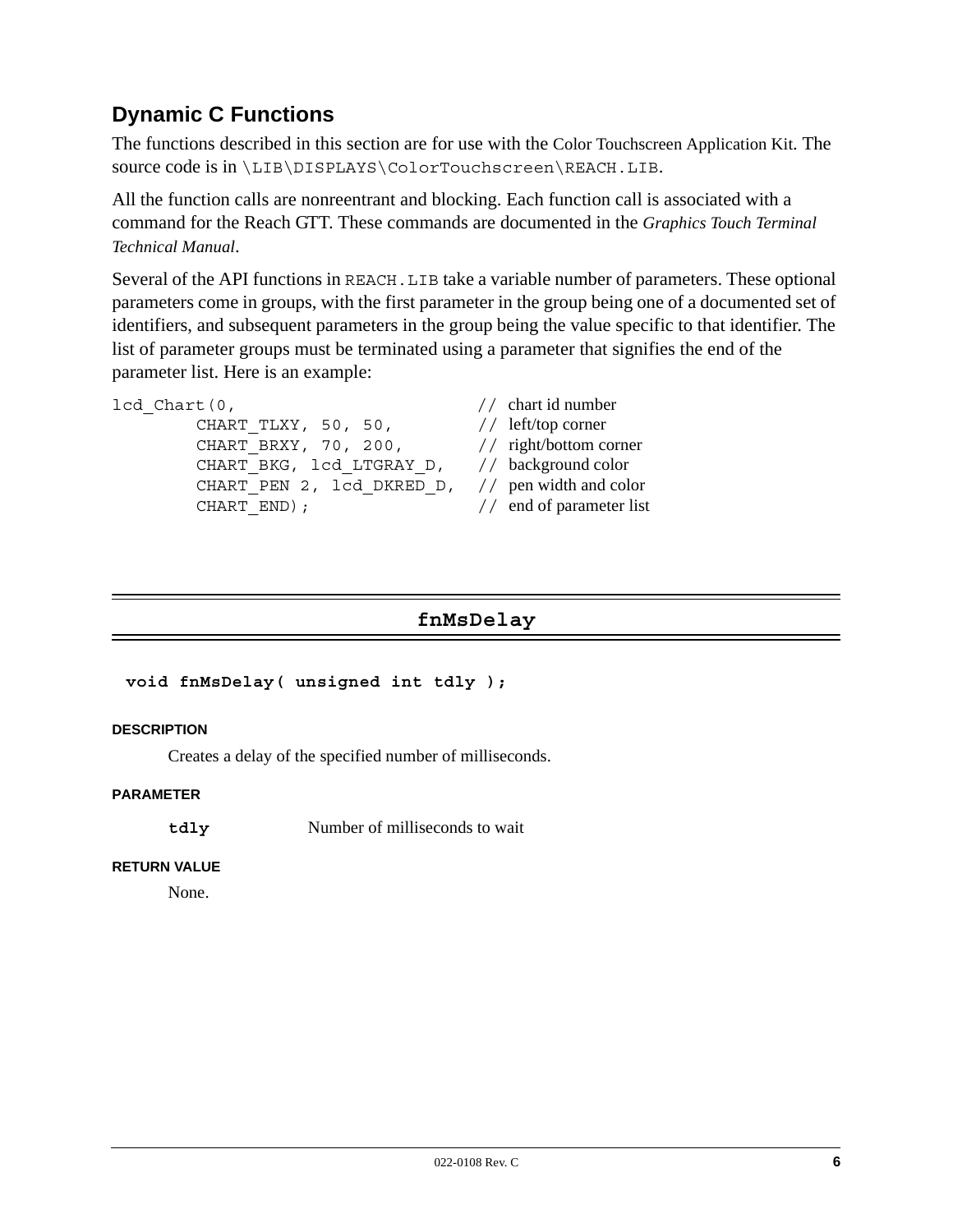## Dynamic C Functions

The functions described in this section are for use with the Color Touchscreen Application Kit. The source code is in `\LIB\DISPLAYS\ColorTouchscreen\REACH.LIB`.

All the function calls are nonreentrant and blocking. Each function call is associated with a command for the Reach GTT. These commands are documented in the *Graphics Touch Terminal Technical Manual*.

Several of the API functions in `REACH.LIB` take a variable number of parameters. These optional parameters come in groups, with the first parameter in the group being one of a documented set of identifiers, and subsequent parameters in the group being the value specific to that identifier. The list of parameter groups must be terminated using a parameter that signifies the end of the parameter list. Here is an example:

```
lcd_Chart(0,                          // chart id number
        CHART_TLXY, 50, 50,           // left/top corner
        CHART_BRXY, 70, 200,          // right/bottom corner
        CHART_BKG, lcd_LTGRAY_D,      // background color
        CHART_PEN 2, lcd_DKRED_D,     // pen width and color
        CHART_END);                   // end of parameter list
```

---

### fnMsDelay

---

**`void fnMsDelay( unsigned int tdly );`**

**DESCRIPTION**

Creates a delay of the specified number of milliseconds.

**PARAMETER**

**`tdly`** Number of milliseconds to wait

**RETURN VALUE**

None.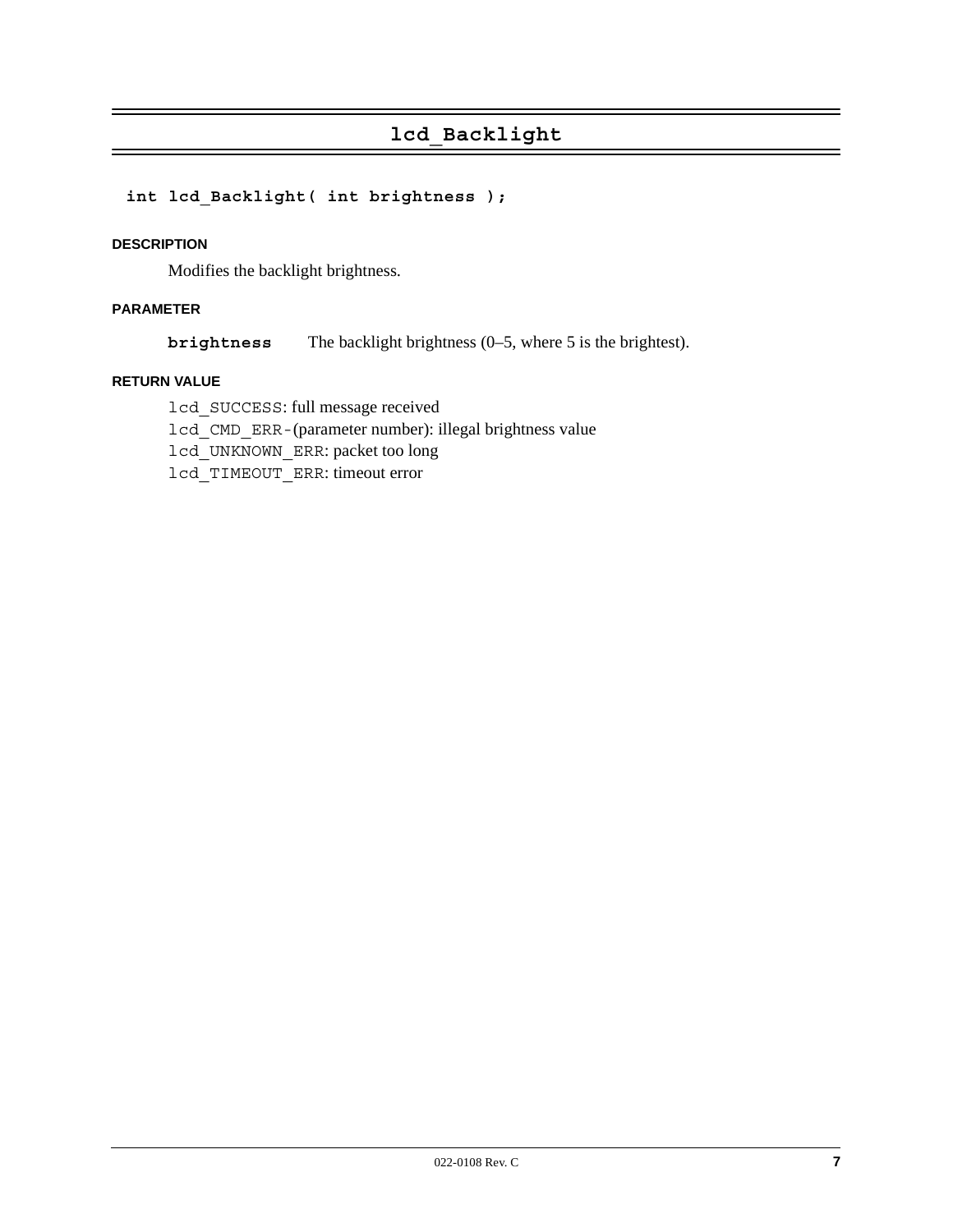## lcd_Backlight

```
int lcd_Backlight( int brightness );
```

#### DESCRIPTION

Modifies the backlight brightness.

#### PARAMETER

**brightness** The backlight brightness (0–5, where 5 is the brightest).

#### RETURN VALUE

`lcd_SUCCESS`: full message received
`lcd_CMD_ERR-`(parameter number): illegal brightness value
`lcd_UNKNOWN_ERR`: packet too long
`lcd_TIMEOUT_ERR`: timeout error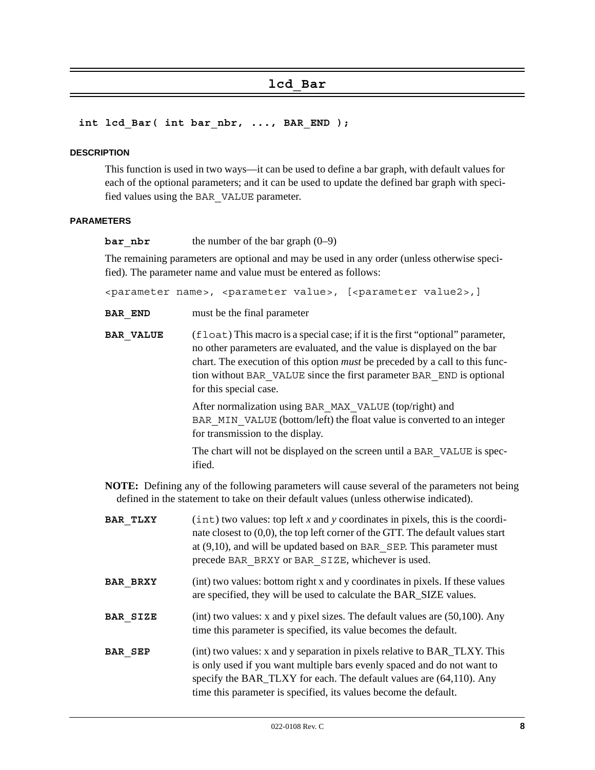# lcd_Bar

```
int lcd_Bar( int bar_nbr, ..., BAR_END );
```

#### DESCRIPTION

This function is used in two ways—it can be used to define a bar graph, with default values for each of the optional parameters; and it can be used to update the defined bar graph with specified values using the BAR_VALUE parameter.

#### PARAMETERS

**bar_nbr** the number of the bar graph (0–9)

The remaining parameters are optional and may be used in any order (unless otherwise specified). The parameter name and value must be entered as follows:

`<parameter name>, <parameter value>, [<parameter value2>,]`

**BAR_END** must be the final parameter

**BAR_VALUE** (`float`) This macro is a special case; if it is the first "optional" parameter, no other parameters are evaluated, and the value is displayed on the bar chart. The execution of this option *must* be preceded by a call to this function without BAR_VALUE since the first parameter BAR_END is optional for this special case.

After normalization using BAR_MAX_VALUE (top/right) and BAR_MIN_VALUE (bottom/left) the float value is converted to an integer for transmission to the display.

The chart will not be displayed on the screen until a BAR_VALUE is specified.

**NOTE:** Defining any of the following parameters will cause several of the parameters not being defined in the statement to take on their default values (unless otherwise indicated).

**BAR_TLXY** (`int`) two values: top left *x* and *y* coordinates in pixels, this is the coordinate closest to (0,0), the top left corner of the GTT. The default values start at (9,10), and will be updated based on BAR_SEP. This parameter must precede BAR_BRXY or BAR_SIZE, whichever is used.

**BAR_BRXY** (int) two values: bottom right x and y coordinates in pixels. If these values are specified, they will be used to calculate the BAR_SIZE values.

**BAR_SIZE** (int) two values: x and y pixel sizes. The default values are (50,100). Any time this parameter is specified, its value becomes the default.

**BAR_SEP** (int) two values: x and y separation in pixels relative to BAR_TLXY. This is only used if you want multiple bars evenly spaced and do not want to specify the BAR_TLXY for each. The default values are (64,110). Any time this parameter is specified, its values become the default.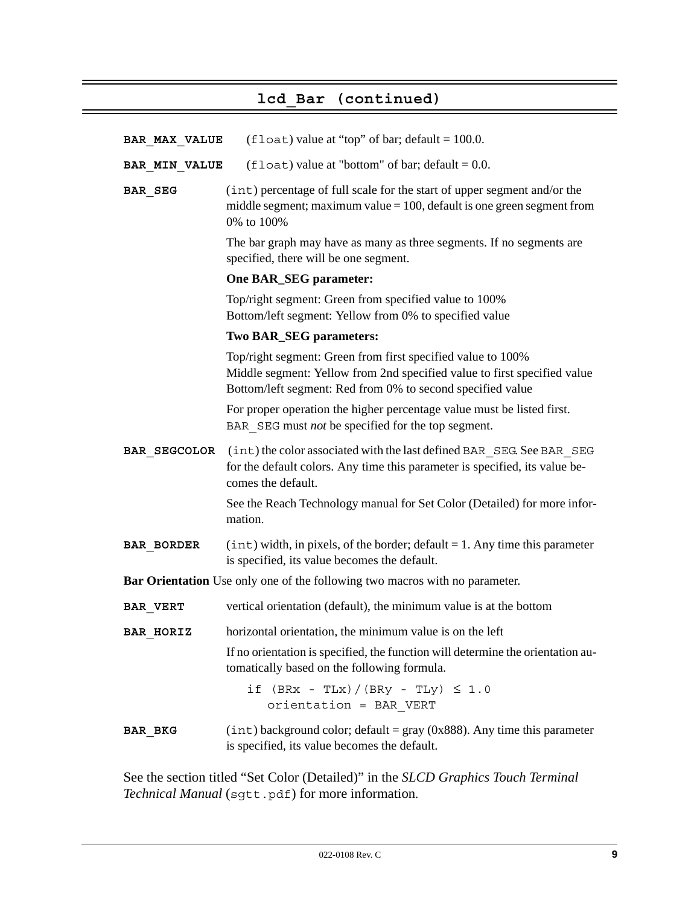## lcd_Bar (continued)

**BAR_MAX_VALUE** (`float`) value at “top” of bar; default = 100.0.

**BAR_MIN_VALUE** (`float`) value at "bottom" of bar; default = 0.0.

**BAR_SEG** (`int`) percentage of full scale for the start of upper segment and/or the middle segment; maximum value = 100, default is one green segment from 0% to 100%

The bar graph may have as many as three segments. If no segments are specified, there will be one segment.

**One BAR_SEG parameter:**

Top/right segment: Green from specified value to 100%
Bottom/left segment: Yellow from 0% to specified value

**Two BAR_SEG parameters:**

Top/right segment: Green from first specified value to 100%
Middle segment: Yellow from 2nd specified value to first specified value
Bottom/left segment: Red from 0% to second specified value

For proper operation the higher percentage value must be listed first. `BAR_SEG` must *not* be specified for the top segment.

**BAR_SEGCOLOR** (`int`) the color associated with the last defined `BAR_SEG`. See `BAR_SEG` for the default colors. Any time this parameter is specified, its value becomes the default.

See the Reach Technology manual for Set Color (Detailed) for more information.

**BAR_BORDER** (`int`) width, in pixels, of the border; default = 1. Any time this parameter is specified, its value becomes the default.

**Bar Orientation** Use only one of the following two macros with no parameter.

**BAR_VERT** vertical orientation (default), the minimum value is at the bottom

**BAR_HORIZ** horizontal orientation, the minimum value is on the left

If no orientation is specified, the function will determine the orientation automatically based on the following formula.

```
if (BRx - TLx)/(BRy - TLy) ≤ 1.0
   orientation = BAR_VERT
```

**BAR_BKG** (`int`) background color; default = gray (0x888). Any time this parameter is specified, its value becomes the default.

See the section titled “Set Color (Detailed)” in the *SLCD Graphics Touch Terminal Technical Manual* (`sgtt.pdf`) for more information.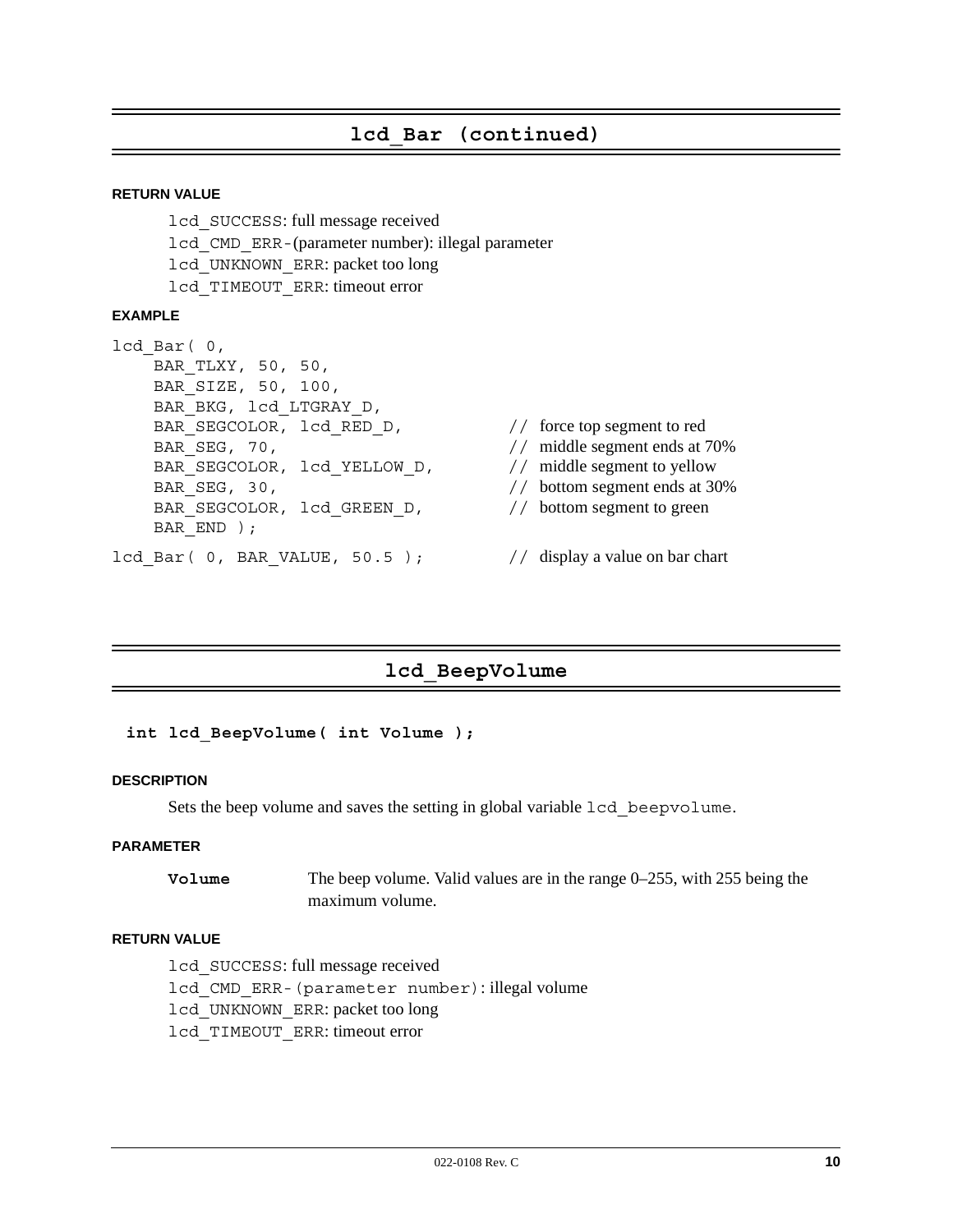## lcd_Bar (continued)

**RETURN VALUE**

`lcd_SUCCESS`: full message received
`lcd_CMD_ERR-`(parameter number): illegal parameter
`lcd_UNKNOWN_ERR`: packet too long
`lcd_TIMEOUT_ERR`: timeout error

**EXAMPLE**

```
lcd_Bar( 0,
    BAR_TLXY, 50, 50,
    BAR_SIZE, 50, 100,
    BAR_BKG, lcd_LTGRAY_D,
    BAR_SEGCOLOR, lcd_RED_D,          // force top segment to red
    BAR_SEG, 70,                      // middle segment ends at 70%
    BAR_SEGCOLOR, lcd_YELLOW_D,       // middle segment to yellow
    BAR_SEG, 30,                      // bottom segment ends at 30%
    BAR_SEGCOLOR, lcd_GREEN_D,        // bottom segment to green
    BAR_END );

lcd_Bar( 0, BAR_VALUE, 50.5 );        // display a value on bar chart
```

## lcd_BeepVolume

```
int lcd_BeepVolume( int Volume );
```

**DESCRIPTION**

Sets the beep volume and saves the setting in global variable `lcd_beepvolume`.

**PARAMETER**

**`Volume`** The beep volume. Valid values are in the range 0–255, with 255 being the maximum volume.

**RETURN VALUE**

`lcd_SUCCESS`: full message received
`lcd_CMD_ERR-(parameter number)`: illegal volume
`lcd_UNKNOWN_ERR`: packet too long
`lcd_TIMEOUT_ERR`: timeout error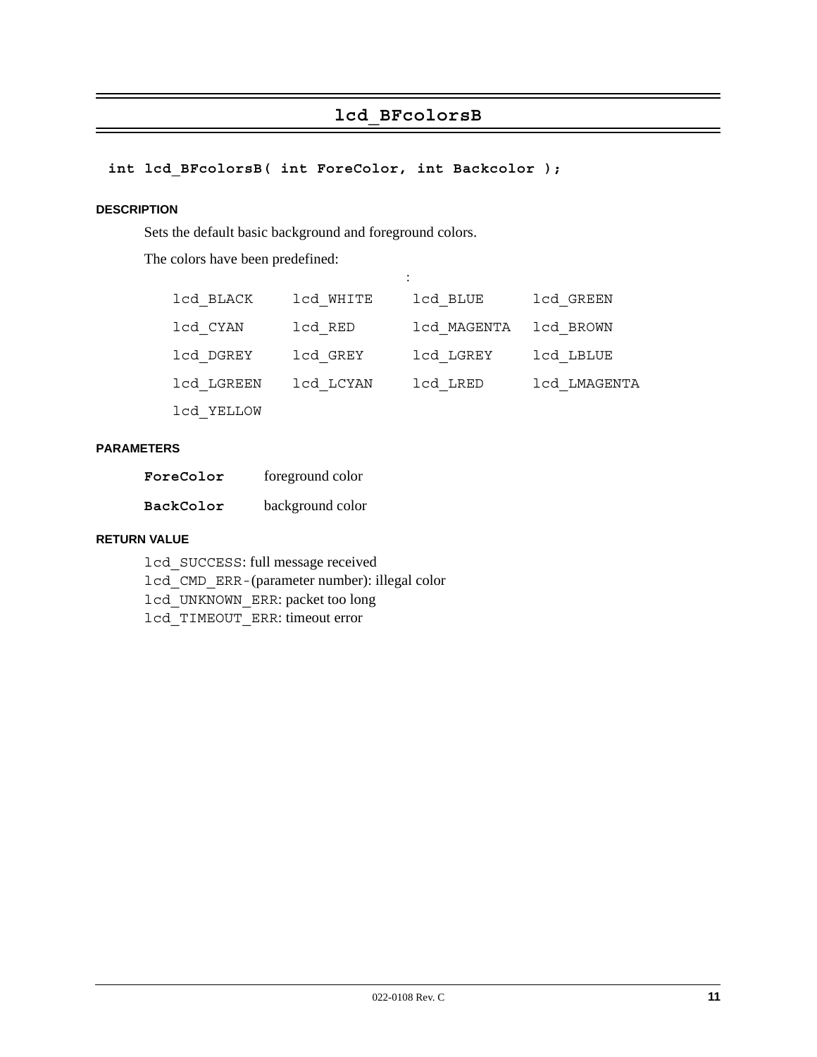## lcd_BFcolorsB

```
int lcd_BFcolorsB( int ForeColor, int Backcolor );
```

#### DESCRIPTION

Sets the default basic background and foreground colors.

The colors have been predefined:

| | | | |
|---|---|---|---|
| lcd_BLACK | lcd_WHITE | lcd_BLUE | lcd_GREEN |
| lcd_CYAN | lcd_RED | lcd_MAGENTA | lcd_BROWN |
| lcd_DGREY | lcd_GREY | lcd_LGREY | lcd_LBLUE |
| lcd_LGREEN | lcd_LCYAN | lcd_LRED | lcd_LMAGENTA |
| lcd_YELLOW | | | |

#### PARAMETERS

| | |
|---|---|
| **ForeColor** | foreground color |
| **BackColor** | background color |

#### RETURN VALUE

`lcd_SUCCESS`: full message received
`lcd_CMD_ERR-`(parameter number): illegal color
`lcd_UNKNOWN_ERR`: packet too long
`lcd_TIMEOUT_ERR`: timeout error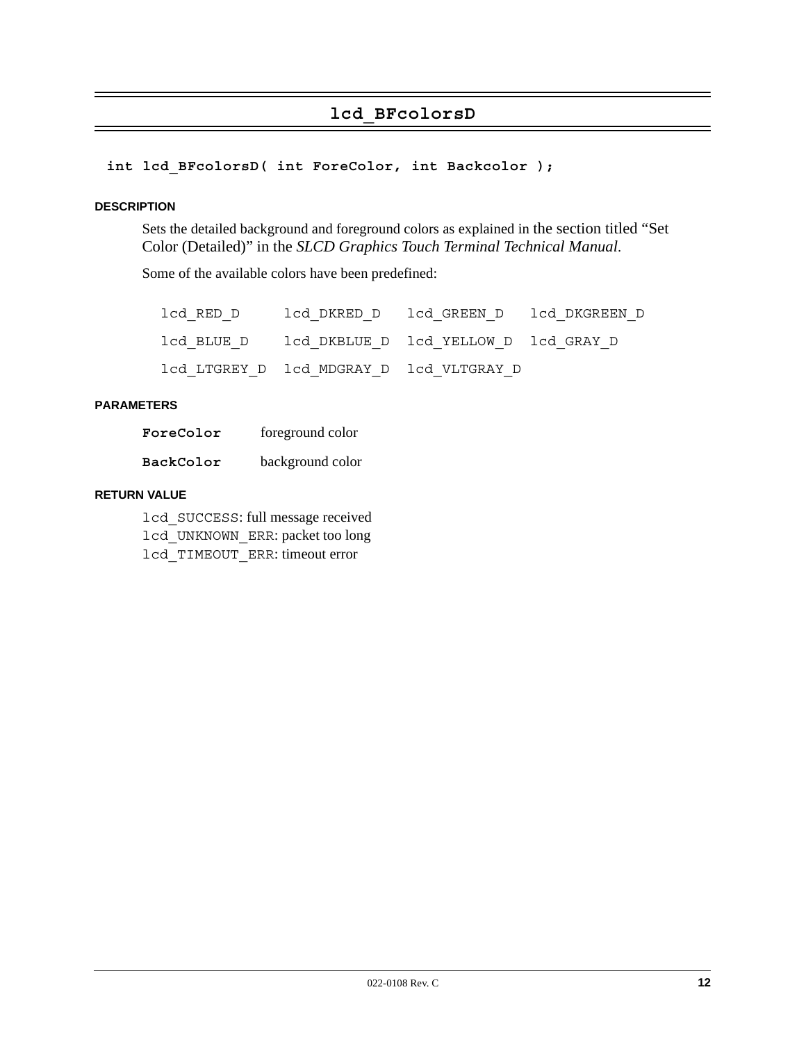## lcd_BFcolorsD

```
int lcd_BFcolorsD( int ForeColor, int Backcolor );
```

#### DESCRIPTION

Sets the detailed background and foreground colors as explained in the section titled “Set Color (Detailed)” in the *SLCD Graphics Touch Terminal Technical Manual*.

Some of the available colors have been predefined:

| | | | |
|---|---|---|---|
| `lcd_RED_D` | `lcd_DKRED_D` | `lcd_GREEN_D` | `lcd_DKGREEN_D` |
| `lcd_BLUE_D` | `lcd_DKBLUE_D` | `lcd_YELLOW_D` | `lcd_GRAY_D` |
| `lcd_LTGREY_D` | `lcd_MDGRAY_D` | `lcd_VLTGRAY_D` | |

#### PARAMETERS

**`ForeColor`** foreground color

**`BackColor`** background color

#### RETURN VALUE

`lcd_SUCCESS`: full message received
`lcd_UNKNOWN_ERR`: packet too long
`lcd_TIMEOUT_ERR`: timeout error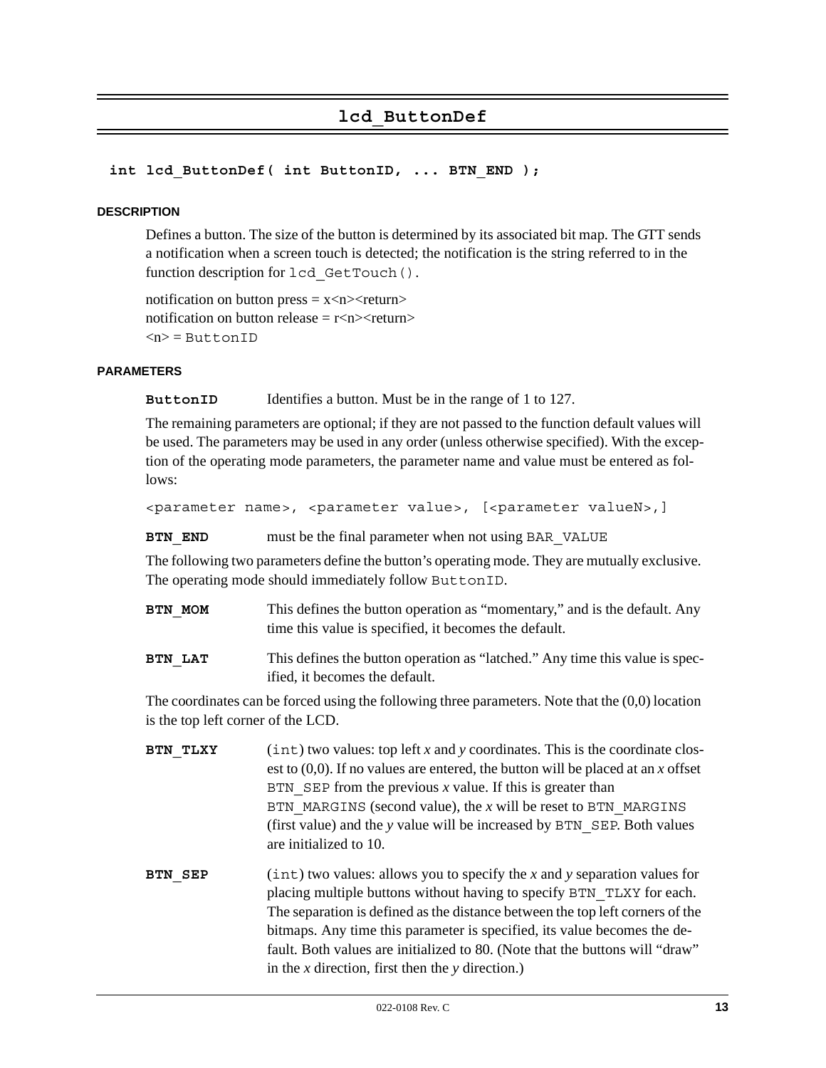# lcd_ButtonDef

```
int lcd_ButtonDef( int ButtonID, ... BTN_END );
```

### DESCRIPTION

Defines a button. The size of the button is determined by its associated bit map. The GTT sends a notification when a screen touch is detected; the notification is the string referred to in the function description for `lcd_GetTouch()`.

notification on button press = x<n><return>
notification on button release = r<n><return>
<n> = `ButtonID`

### PARAMETERS

**`ButtonID`** Identifies a button. Must be in the range of 1 to 127.

The remaining parameters are optional; if they are not passed to the function default values will be used. The parameters may be used in any order (unless otherwise specified). With the exception of the operating mode parameters, the parameter name and value must be entered as follows:

```
<parameter name>, <parameter value>, [<parameter valueN>,]
```

**`BTN_END`** must be the final parameter when not using `BAR_VALUE`

The following two parameters define the button's operating mode. They are mutually exclusive. The operating mode should immediately follow `ButtonID`.

**`BTN_MOM`** This defines the button operation as "momentary," and is the default. Any time this value is specified, it becomes the default.

**`BTN_LAT`** This defines the button operation as "latched." Any time this value is specified, it becomes the default.

The coordinates can be forced using the following three parameters. Note that the (0,0) location is the top left corner of the LCD.

**`BTN_TLXY`** (`int`) two values: top left *x* and *y* coordinates. This is the coordinate closest to (0,0). If no values are entered, the button will be placed at an *x* offset `BTN_SEP` from the previous *x* value. If this is greater than `BTN_MARGINS` (second value), the *x* will be reset to `BTN_MARGINS` (first value) and the *y* value will be increased by `BTN_SEP`. Both values are initialized to 10.

**`BTN_SEP`** (`int`) two values: allows you to specify the *x* and *y* separation values for placing multiple buttons without having to specify `BTN_TLXY` for each. The separation is defined as the distance between the top left corners of the bitmaps. Any time this parameter is specified, its value becomes the default. Both values are initialized to 80. (Note that the buttons will "draw" in the *x* direction, first then the *y* direction.)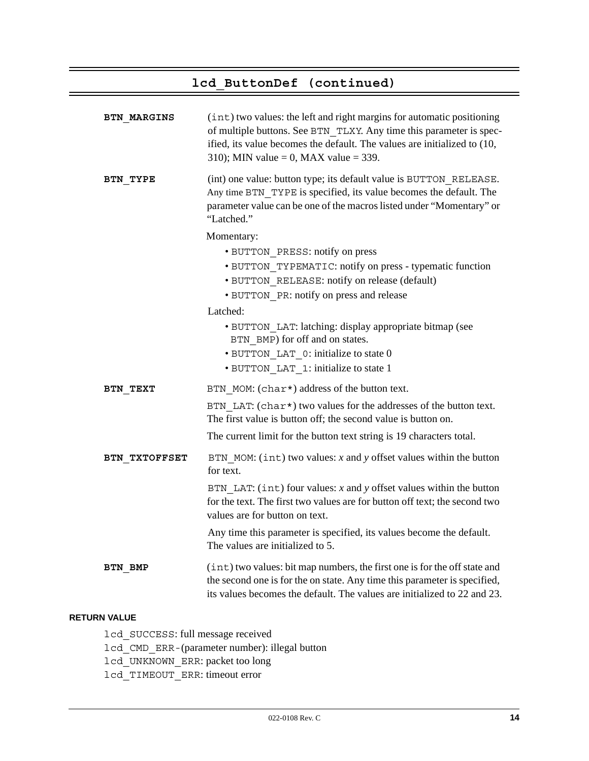## lcd_ButtonDef (continued)

**BTN_MARGINS** (int) two values: the left and right margins for automatic positioning of multiple buttons. See BTN_TLXY. Any time this parameter is specified, its value becomes the default. The values are initialized to (10, 310); MIN value = 0, MAX value = 339.

**BTN_TYPE** (int) one value: button type; its default value is BUTTON_RELEASE. Any time BTN_TYPE is specified, its value becomes the default. The parameter value can be one of the macros listed under "Momentary" or "Latched."

Momentary:

- BUTTON_PRESS: notify on press
- BUTTON_TYPEMATIC: notify on press - typematic function
- BUTTON_RELEASE: notify on release (default)
- BUTTON_PR: notify on press and release

Latched:

- BUTTON_LAT: latching: display appropriate bitmap (see BTN_BMP) for off and on states.
- BUTTON_LAT_0: initialize to state 0
- BUTTON_LAT_1: initialize to state 1

**BTN_TEXT** BTN_MOM: (char*) address of the button text.

BTN_LAT: (char*) two values for the addresses of the button text. The first value is button off; the second value is button on.

The current limit for the button text string is 19 characters total.

**BTN_TXTOFFSET** BTN_MOM: (int) two values: *x* and *y* offset values within the button for text.

BTN_LAT: (int) four values: *x* and *y* offset values within the button for the text. The first two values are for button off text; the second two values are for button on text.

Any time this parameter is specified, its values become the default. The values are initialized to 5.

**BTN_BMP** (int) two values: bit map numbers, the first one is for the off state and the second one is for the on state. Any time this parameter is specified, its values becomes the default. The values are initialized to 22 and 23.

#### RETURN VALUE

lcd_SUCCESS: full message received
lcd_CMD_ERR-(parameter number): illegal button
lcd_UNKNOWN_ERR: packet too long
lcd_TIMEOUT_ERR: timeout error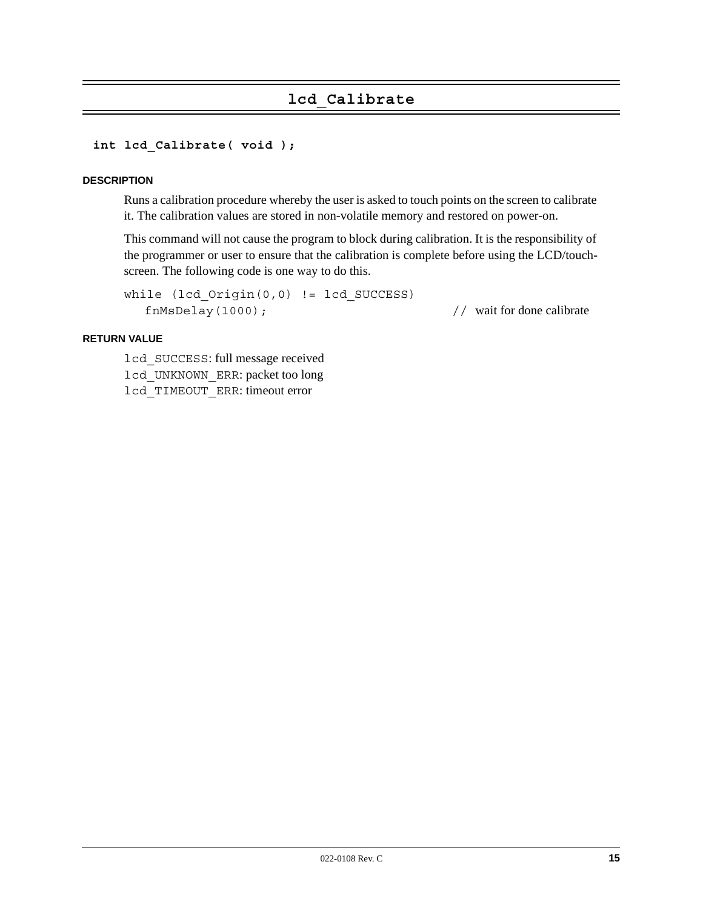## lcd_Calibrate

```
int lcd_Calibrate( void );
```

#### DESCRIPTION

Runs a calibration procedure whereby the user is asked to touch points on the screen to calibrate it. The calibration values are stored in non-volatile memory and restored on power-on.

This command will not cause the program to block during calibration. It is the responsibility of the programmer or user to ensure that the calibration is complete before using the LCD/touchscreen. The following code is one way to do this.

```
while (lcd_Origin(0,0) != lcd_SUCCESS)
   fnMsDelay(1000);                           // wait for done calibrate
```

#### RETURN VALUE

`lcd_SUCCESS`: full message received  
`lcd_UNKNOWN_ERR`: packet too long  
`lcd_TIMEOUT_ERR`: timeout error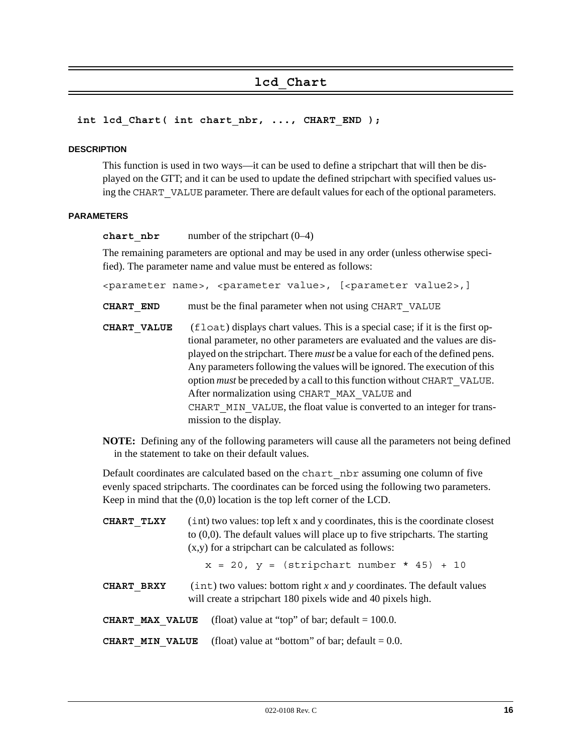## lcd_Chart

```
int lcd_Chart( int chart_nbr, ..., CHART_END );
```

#### DESCRIPTION

This function is used in two ways—it can be used to define a stripchart that will then be displayed on the GTT; and it can be used to update the defined stripchart with specified values using the `CHART_VALUE` parameter. There are default values for each of the optional parameters.

#### PARAMETERS

**chart_nbr** number of the stripchart (0–4)

The remaining parameters are optional and may be used in any order (unless otherwise specified). The parameter name and value must be entered as follows:

```
<parameter name>, <parameter value>, [<parameter value2>,]
```

**CHART_END** must be the final parameter when not using `CHART_VALUE`

**CHART_VALUE** (`float`) displays chart values. This is a special case; if it is the first optional parameter, no other parameters are evaluated and the values are displayed on the stripchart. There *must* be a value for each of the defined pens. Any parameters following the values will be ignored. The execution of this option *must* be preceded by a call to this function without `CHART_VALUE`. After normalization using `CHART_MAX_VALUE` and `CHART_MIN_VALUE`, the float value is converted to an integer for transmission to the display.

**NOTE:** Defining any of the following parameters will cause all the parameters not being defined in the statement to take on their default values.

Default coordinates are calculated based on the `chart_nbr` assuming one column of five evenly spaced stripcharts. The coordinates can be forced using the following two parameters. Keep in mind that the (0,0) location is the top left corner of the LCD.

**CHART_TLXY** (`int`) two values: top left x and y coordinates, this is the coordinate closest to (0,0). The default values will place up to five stripcharts. The starting (x,y) for a stripchart can be calculated as follows:

```
x = 20, y = (stripchart number * 45) + 10
```

**CHART_BRXY** (`int`) two values: bottom right *x* and *y* coordinates. The default values will create a stripchart 180 pixels wide and 40 pixels high.

**CHART_MAX_VALUE** (float) value at "top" of bar; default = 100.0.

**CHART_MIN_VALUE** (float) value at "bottom" of bar; default = 0.0.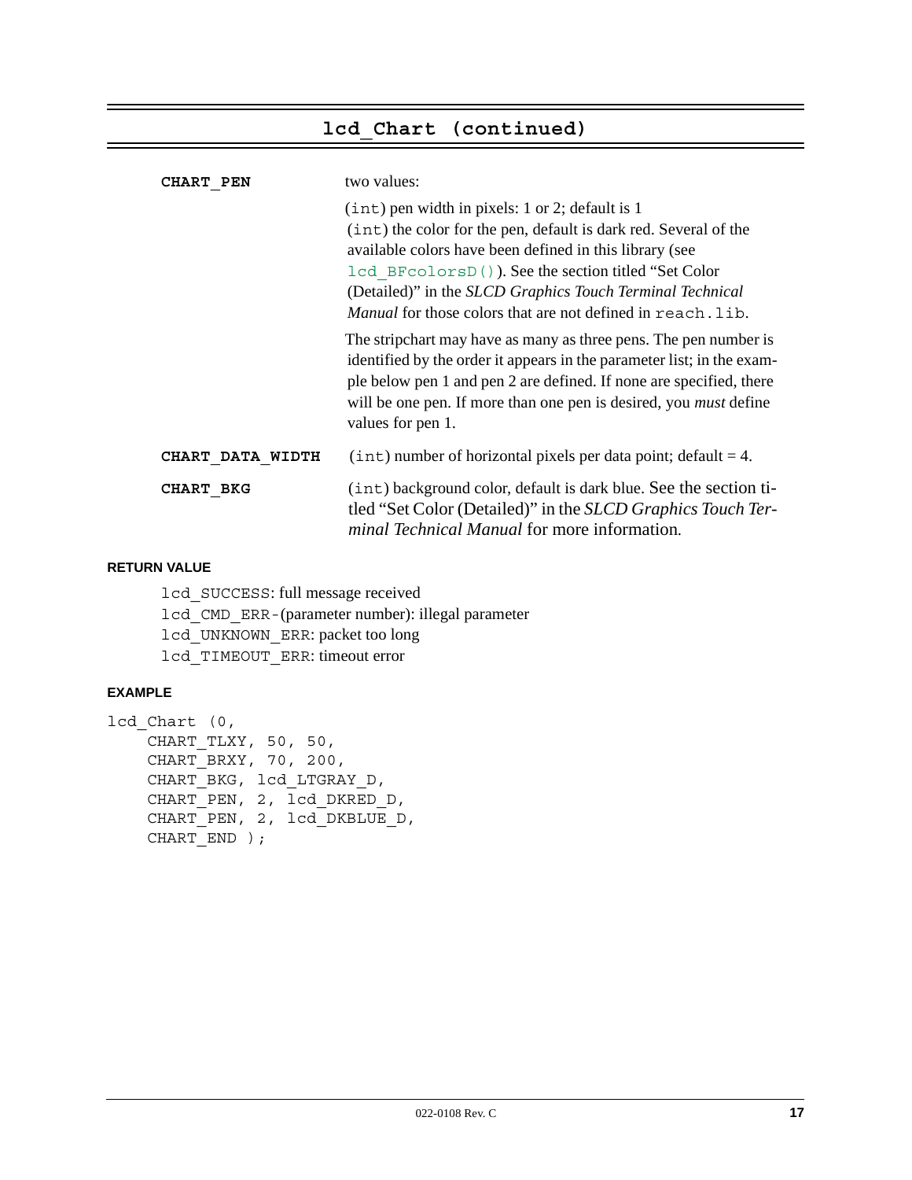## lcd_Chart (continued)

| | |
|---|---|
| **CHART_PEN** | two values:<br>(int) pen width in pixels: 1 or 2; default is 1<br>(int) the color for the pen, default is dark red. Several of the available colors have been defined in this library (see lcd_BFcolorsD()). See the section titled "Set Color (Detailed)" in the *SLCD Graphics Touch Terminal Technical Manual* for those colors that are not defined in reach.lib.<br>The stripchart may have as many as three pens. The pen number is identified by the order it appears in the parameter list; in the example below pen 1 and pen 2 are defined. If none are specified, there will be one pen. If more than one pen is desired, you *must* define values for pen 1. |
| **CHART_DATA_WIDTH** | (int) number of horizontal pixels per data point; default = 4. |
| **CHART_BKG** | (int) background color, default is dark blue. See the section titled "Set Color (Detailed)" in the *SLCD Graphics Touch Terminal Technical Manual* for more information. |

#### RETURN VALUE

lcd_SUCCESS: full message received
lcd_CMD_ERR-(parameter number): illegal parameter
lcd_UNKNOWN_ERR: packet too long
lcd_TIMEOUT_ERR: timeout error

#### EXAMPLE

```
lcd_Chart (0,
    CHART_TLXY, 50, 50,
    CHART_BRXY, 70, 200,
    CHART_BKG, lcd_LTGRAY_D,
    CHART_PEN, 2, lcd_DKRED_D,
    CHART_PEN, 2, lcd_DKBLUE_D,
    CHART_END );
```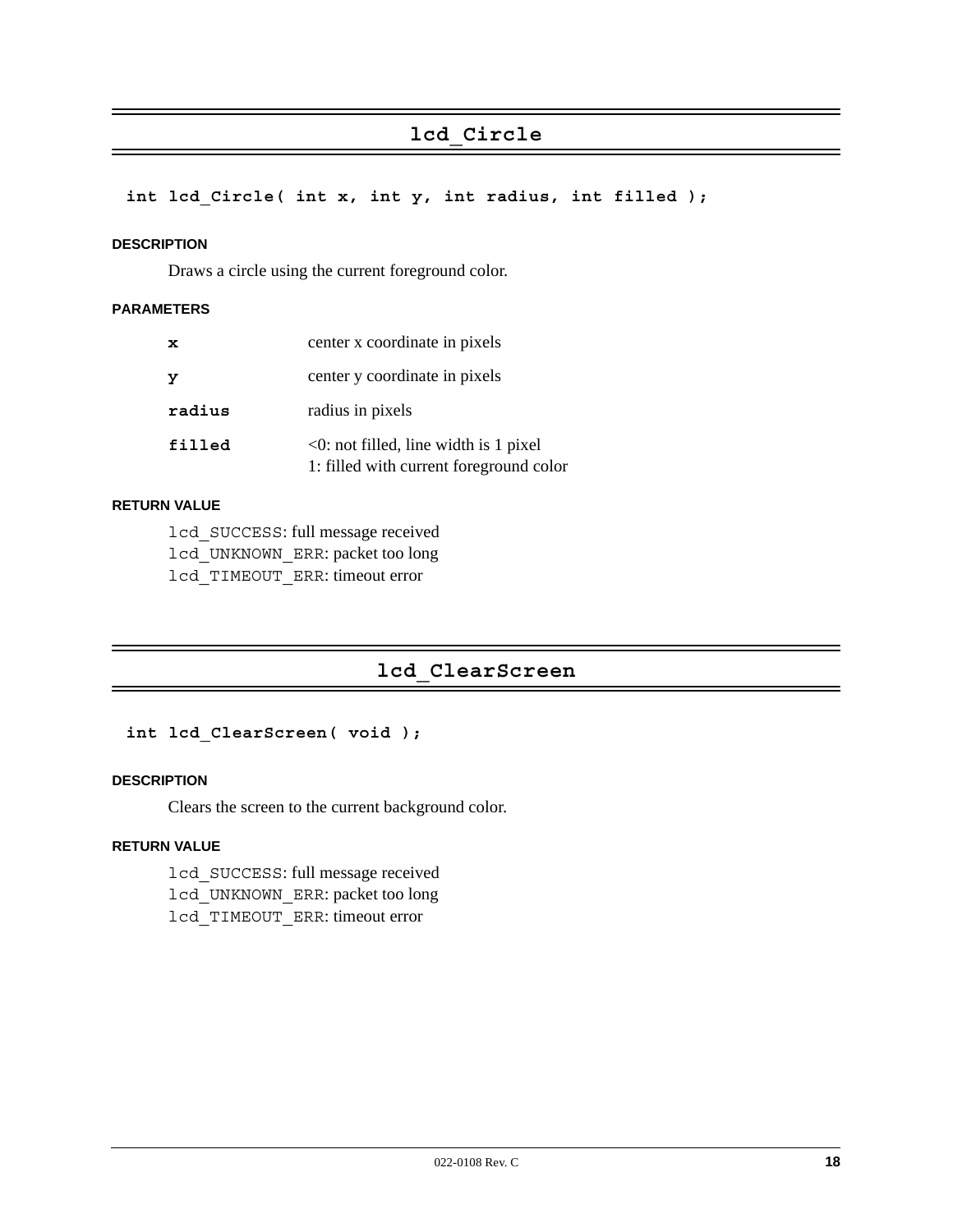## lcd_Circle

```
int lcd_Circle( int x, int y, int radius, int filled );
```

**DESCRIPTION**

Draws a circle using the current foreground color.

**PARAMETERS**

| | |
|---|---|
| **x** | center x coordinate in pixels |
| **y** | center y coordinate in pixels |
| **radius** | radius in pixels |
| **filled** | <0: not filled, line width is 1 pixel<br>1: filled with current foreground color |

**RETURN VALUE**

`lcd_SUCCESS`: full message received
`lcd_UNKNOWN_ERR`: packet too long
`lcd_TIMEOUT_ERR`: timeout error

## lcd_ClearScreen

```
int lcd_ClearScreen( void );
```

**DESCRIPTION**

Clears the screen to the current background color.

**RETURN VALUE**

`lcd_SUCCESS`: full message received
`lcd_UNKNOWN_ERR`: packet too long
`lcd_TIMEOUT_ERR`: timeout error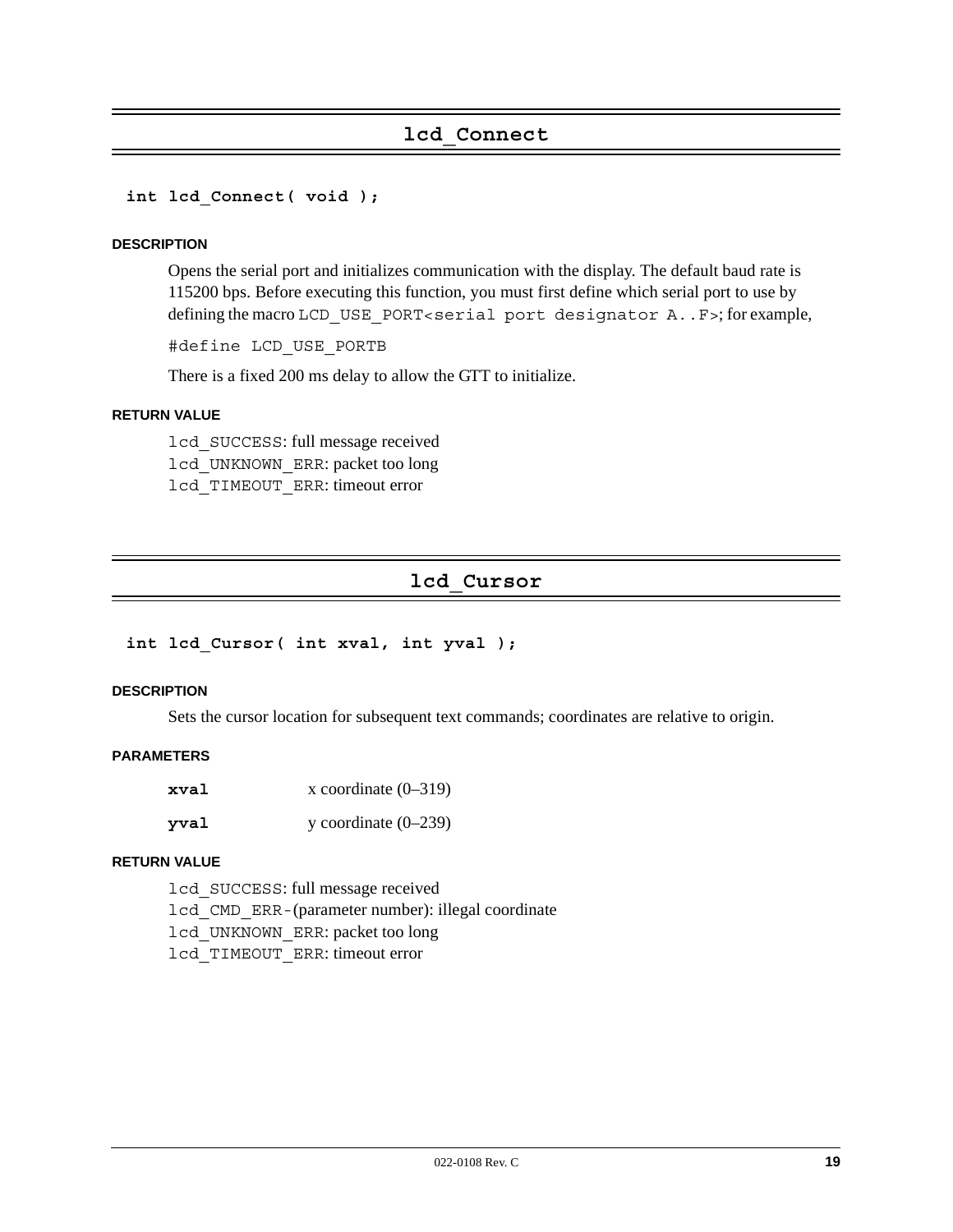## lcd_Connect

```
int lcd_Connect( void );
```

#### DESCRIPTION

Opens the serial port and initializes communication with the display. The default baud rate is 115200 bps. Before executing this function, you must first define which serial port to use by defining the macro `LCD_USE_PORT<serial port designator A..F>`; for example,

```
#define LCD_USE_PORTB
```

There is a fixed 200 ms delay to allow the GTT to initialize.

#### RETURN VALUE

`lcd_SUCCESS`: full message received
`lcd_UNKNOWN_ERR`: packet too long
`lcd_TIMEOUT_ERR`: timeout error

## lcd_Cursor

```
int lcd_Cursor( int xval, int yval );
```

#### DESCRIPTION

Sets the cursor location for subsequent text commands; coordinates are relative to origin.

#### PARAMETERS

| | |
|---|---|
| **xval** | x coordinate (0–319) |
| **yval** | y coordinate (0–239) |

#### RETURN VALUE

`lcd_SUCCESS`: full message received
`lcd_CMD_ERR-`(parameter number): illegal coordinate
`lcd_UNKNOWN_ERR`: packet too long
`lcd_TIMEOUT_ERR`: timeout error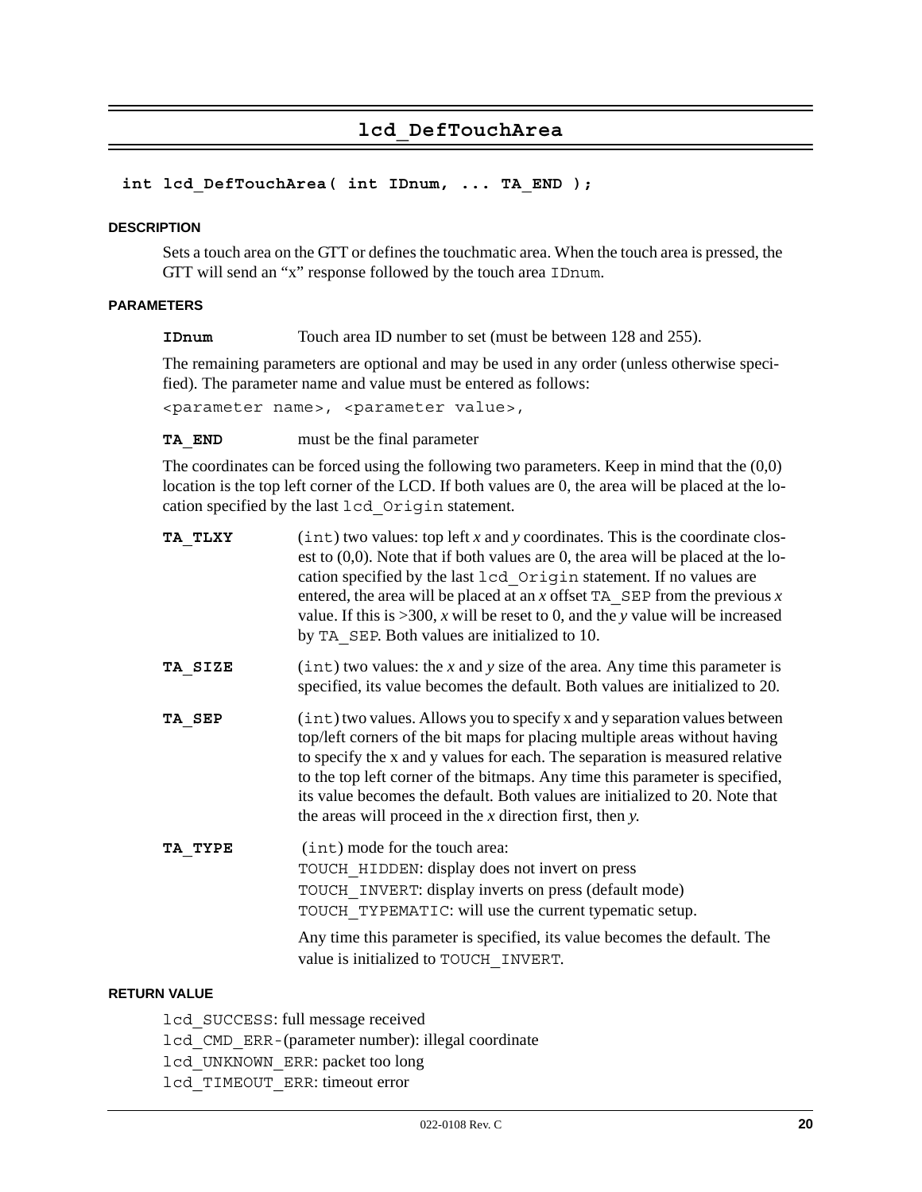# lcd_DefTouchArea

```
int lcd_DefTouchArea( int IDnum, ... TA_END );
```

### DESCRIPTION

Sets a touch area on the GTT or defines the touchmatic area. When the touch area is pressed, the GTT will send an "x" response followed by the touch area `IDnum`.

### PARAMETERS

**IDnum** Touch area ID number to set (must be between 128 and 255).

The remaining parameters are optional and may be used in any order (unless otherwise specified). The parameter name and value must be entered as follows:

`<parameter name>, <parameter value>,`

**TA_END** must be the final parameter

The coordinates can be forced using the following two parameters. Keep in mind that the (0,0) location is the top left corner of the LCD. If both values are 0, the area will be placed at the location specified by the last `lcd_Origin` statement.

**TA_TLXY** (`int`) two values: top left *x* and *y* coordinates. This is the coordinate closest to (0,0). Note that if both values are 0, the area will be placed at the location specified by the last `lcd_Origin` statement. If no values are entered, the area will be placed at an *x* offset `TA_SEP` from the previous *x* value. If this is >300, *x* will be reset to 0, and the *y* value will be increased by `TA_SEP`. Both values are initialized to 10.

**TA_SIZE** (`int`) two values: the *x* and *y* size of the area. Any time this parameter is specified, its value becomes the default. Both values are initialized to 20.

**TA_SEP** (`int`) two values. Allows you to specify x and y separation values between top/left corners of the bit maps for placing multiple areas without having to specify the x and y values for each. The separation is measured relative to the top left corner of the bitmaps. Any time this parameter is specified, its value becomes the default. Both values are initialized to 20. Note that the areas will proceed in the *x* direction first, then *y*.

**TA_TYPE** (`int`) mode for the touch area:
`TOUCH_HIDDEN`: display does not invert on press
`TOUCH_INVERT`: display inverts on press (default mode)
`TOUCH_TYPEMATIC`: will use the current typematic setup.

Any time this parameter is specified, its value becomes the default. The value is initialized to `TOUCH_INVERT`.

### RETURN VALUE

`lcd_SUCCESS`: full message received
`lcd_CMD_ERR-`(parameter number): illegal coordinate
`lcd_UNKNOWN_ERR`: packet too long
`lcd_TIMEOUT_ERR`: timeout error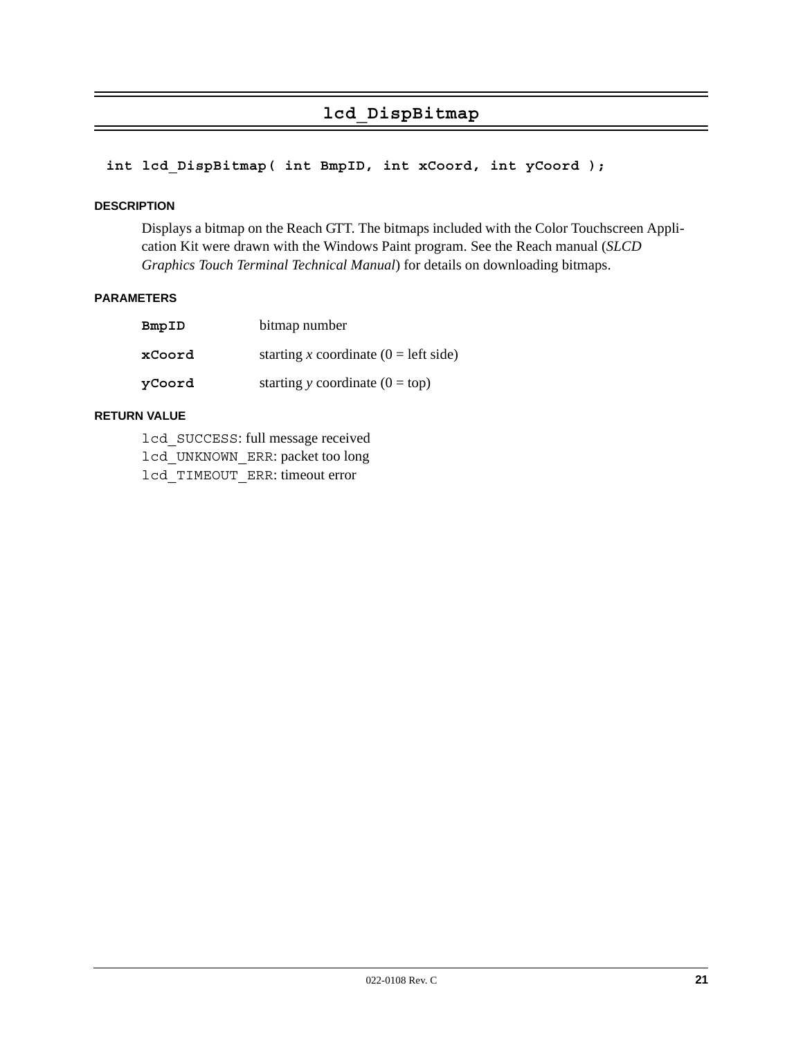## lcd_DispBitmap

```
int lcd_DispBitmap( int BmpID, int xCoord, int yCoord );
```

#### DESCRIPTION

Displays a bitmap on the Reach GTT. The bitmaps included with the Color Touchscreen Application Kit were drawn with the Windows Paint program. See the Reach manual (*SLCD Graphics Touch Terminal Technical Manual*) for details on downloading bitmaps.

#### PARAMETERS

| | |
|---|---|
| **BmpID** | bitmap number |
| **xCoord** | starting *x* coordinate (0 = left side) |
| **yCoord** | starting *y* coordinate (0 = top) |

#### RETURN VALUE

`lcd_SUCCESS`: full message received
`lcd_UNKNOWN_ERR`: packet too long
`lcd_TIMEOUT_ERR`: timeout error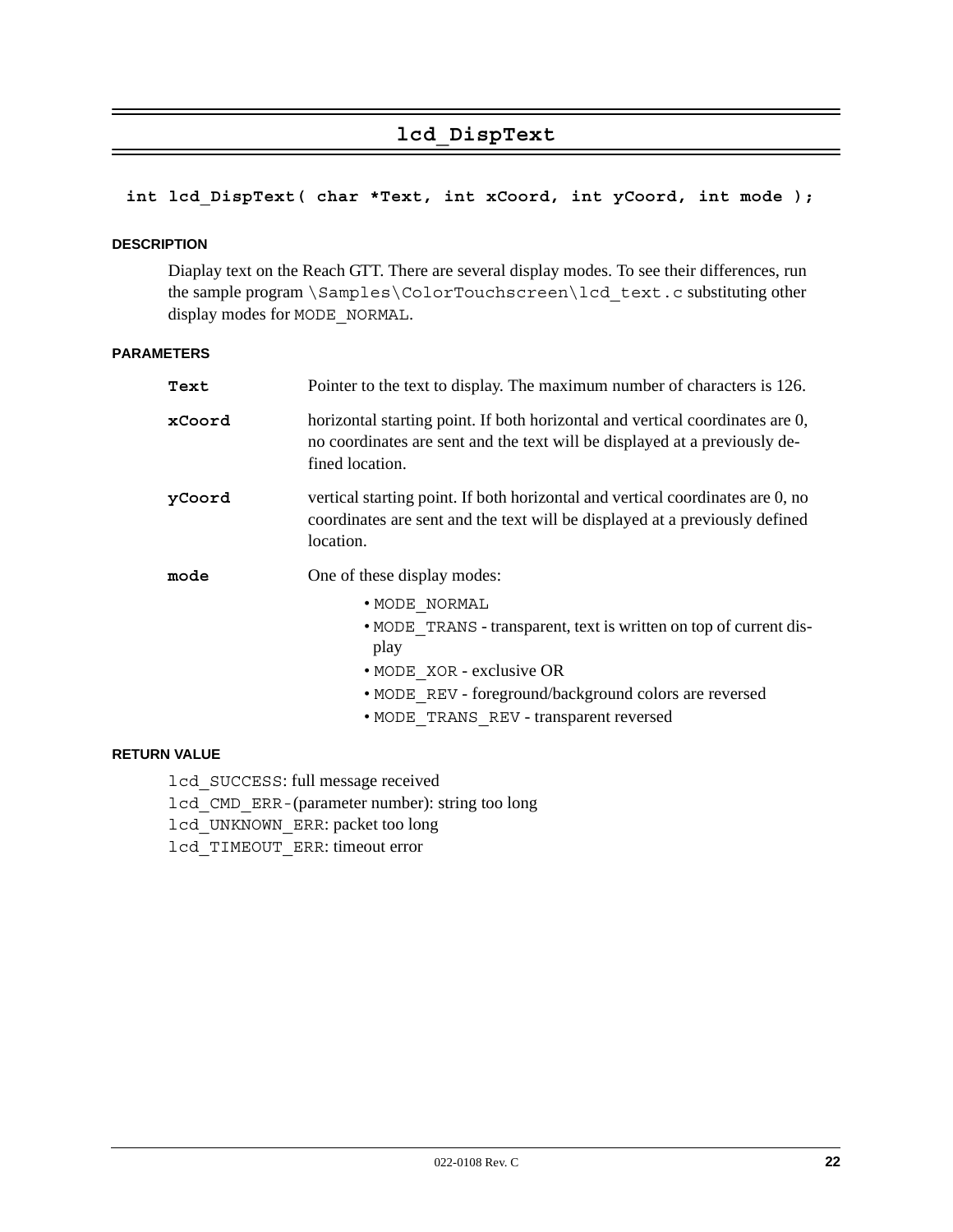## lcd_DispText

```
int lcd_DispText( char *Text, int xCoord, int yCoord, int mode );
```

#### DESCRIPTION

Diaplay text on the Reach GTT. There are several display modes. To see their differences, run the sample program `\Samples\ColorTouchscreen\lcd_text.c` substituting other display modes for `MODE_NORMAL`.

#### PARAMETERS

**Text** Pointer to the text to display. The maximum number of characters is 126.

**xCoord** horizontal starting point. If both horizontal and vertical coordinates are 0, no coordinates are sent and the text will be displayed at a previously defined location.

**yCoord** vertical starting point. If both horizontal and vertical coordinates are 0, no coordinates are sent and the text will be displayed at a previously defined location.

**mode** One of these display modes:

- `MODE_NORMAL`
- `MODE_TRANS` - transparent, text is written on top of current display
- `MODE_XOR` - exclusive OR
- `MODE_REV` - foreground/background colors are reversed
- `MODE_TRANS_REV` - transparent reversed

#### RETURN VALUE

`lcd_SUCCESS`: full message received
`lcd_CMD_ERR-`(parameter number): string too long
`lcd_UNKNOWN_ERR`: packet too long
`lcd_TIMEOUT_ERR`: timeout error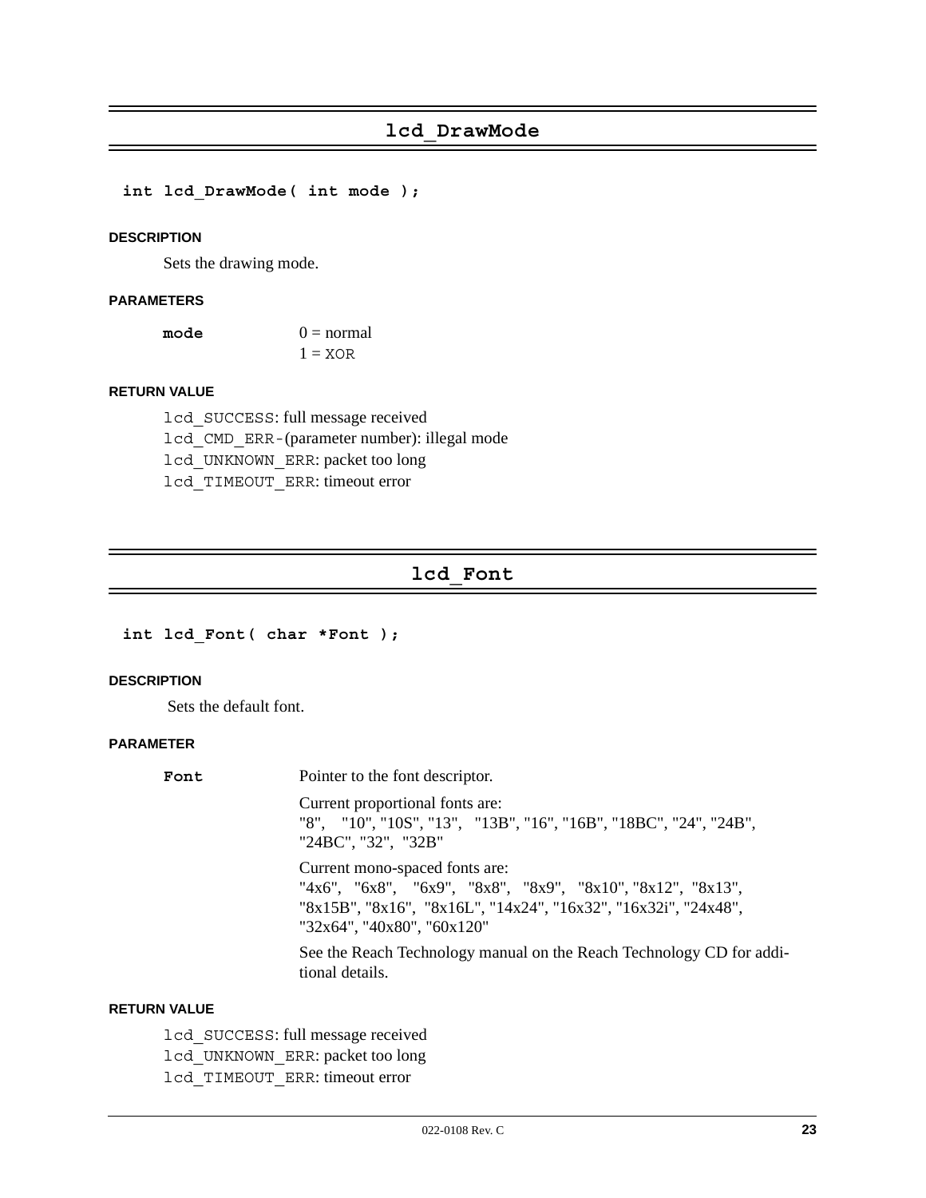## lcd_DrawMode

```
int lcd_DrawMode( int mode );
```

#### DESCRIPTION

Sets the drawing mode.

#### PARAMETERS

**mode** 0 = normal
1 = XOR

#### RETURN VALUE

`lcd_SUCCESS`: full message received
`lcd_CMD_ERR-`(parameter number): illegal mode
`lcd_UNKNOWN_ERR`: packet too long
`lcd_TIMEOUT_ERR`: timeout error

## lcd_Font

```
int lcd_Font( char *Font );
```

#### DESCRIPTION

Sets the default font.

#### PARAMETER

**Font** Pointer to the font descriptor.

Current proportional fonts are:
"8", "10", "10S", "13", "13B", "16", "16B", "18BC", "24", "24B", "24BC", "32", "32B"

Current mono-spaced fonts are:
"4x6", "6x8", "6x9", "8x8", "8x9", "8x10", "8x12", "8x13", "8x15B", "8x16", "8x16L", "14x24", "16x32", "16x32i", "24x48", "32x64", "40x80", "60x120"

See the Reach Technology manual on the Reach Technology CD for additional details.

#### RETURN VALUE

`lcd_SUCCESS`: full message received
`lcd_UNKNOWN_ERR`: packet too long
`lcd_TIMEOUT_ERR`: timeout error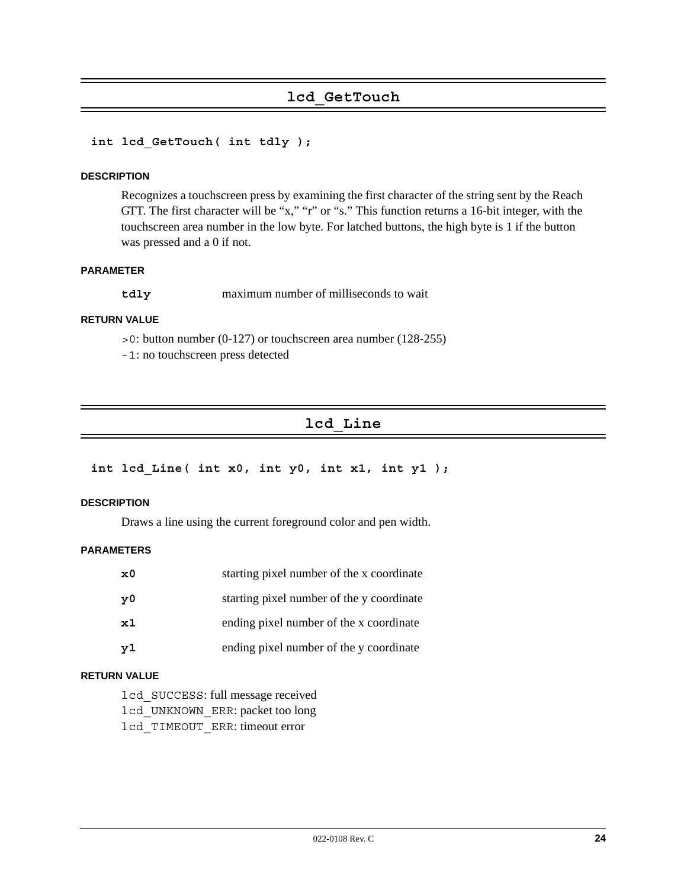## lcd_GetTouch

```
int lcd_GetTouch( int tdly );
```

#### DESCRIPTION

Recognizes a touchscreen press by examining the first character of the string sent by the Reach GTT. The first character will be “x,” “r” or “s.” This function returns a 16-bit integer, with the touchscreen area number in the low byte. For latched buttons, the high byte is 1 if the button was pressed and a 0 if not.

#### PARAMETER

| | |
|---|---|
| **tdly** | maximum number of milliseconds to wait |

#### RETURN VALUE

`>0`: button number (0-127) or touchscreen area number (128-255)
`-1`: no touchscreen press detected

## lcd_Line

```
int lcd_Line( int x0, int y0, int x1, int y1 );
```

#### DESCRIPTION

Draws a line using the current foreground color and pen width.

#### PARAMETERS

| | |
|---|---|
| **x0** | starting pixel number of the x coordinate |
| **y0** | starting pixel number of the y coordinate |
| **x1** | ending pixel number of the x coordinate |
| **y1** | ending pixel number of the y coordinate |

#### RETURN VALUE

`lcd_SUCCESS`: full message received
`lcd_UNKNOWN_ERR`: packet too long
`lcd_TIMEOUT_ERR`: timeout error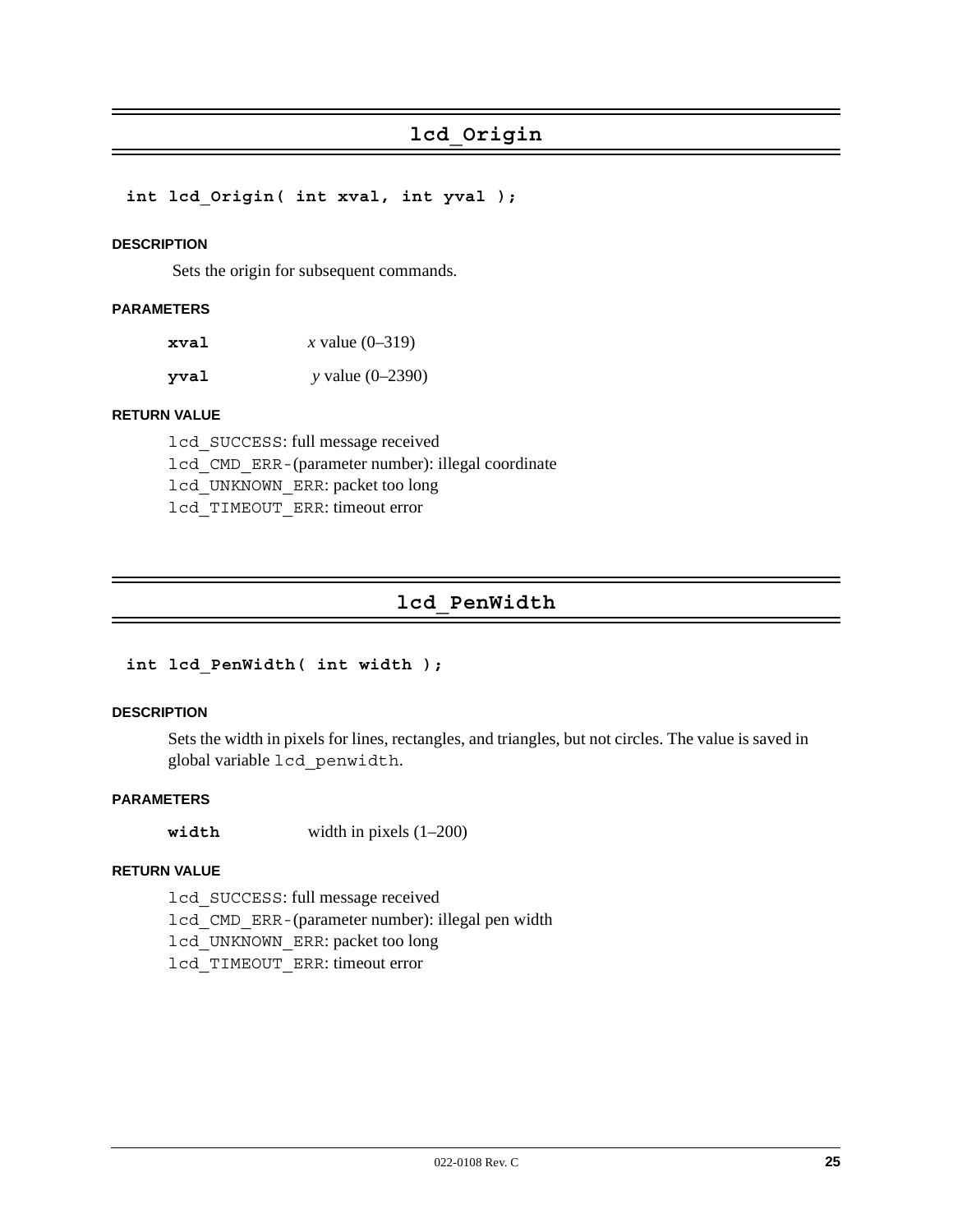## lcd_Origin

```
int lcd_Origin( int xval, int yval );
```

#### DESCRIPTION

Sets the origin for subsequent commands.

#### PARAMETERS

| | |
|---|---|
| **xval** | *x* value (0–319) |
| **yval** | *y* value (0–2390) |

#### RETURN VALUE

`lcd_SUCCESS`: full message received
`lcd_CMD_ERR-`(parameter number): illegal coordinate
`lcd_UNKNOWN_ERR`: packet too long
`lcd_TIMEOUT_ERR`: timeout error

## lcd_PenWidth

```
int lcd_PenWidth( int width );
```

#### DESCRIPTION

Sets the width in pixels for lines, rectangles, and triangles, but not circles. The value is saved in global variable `lcd_penwidth`.

#### PARAMETERS

| | |
|---|---|
| **width** | width in pixels (1–200) |

#### RETURN VALUE

`lcd_SUCCESS`: full message received
`lcd_CMD_ERR-`(parameter number): illegal pen width
`lcd_UNKNOWN_ERR`: packet too long
`lcd_TIMEOUT_ERR`: timeout error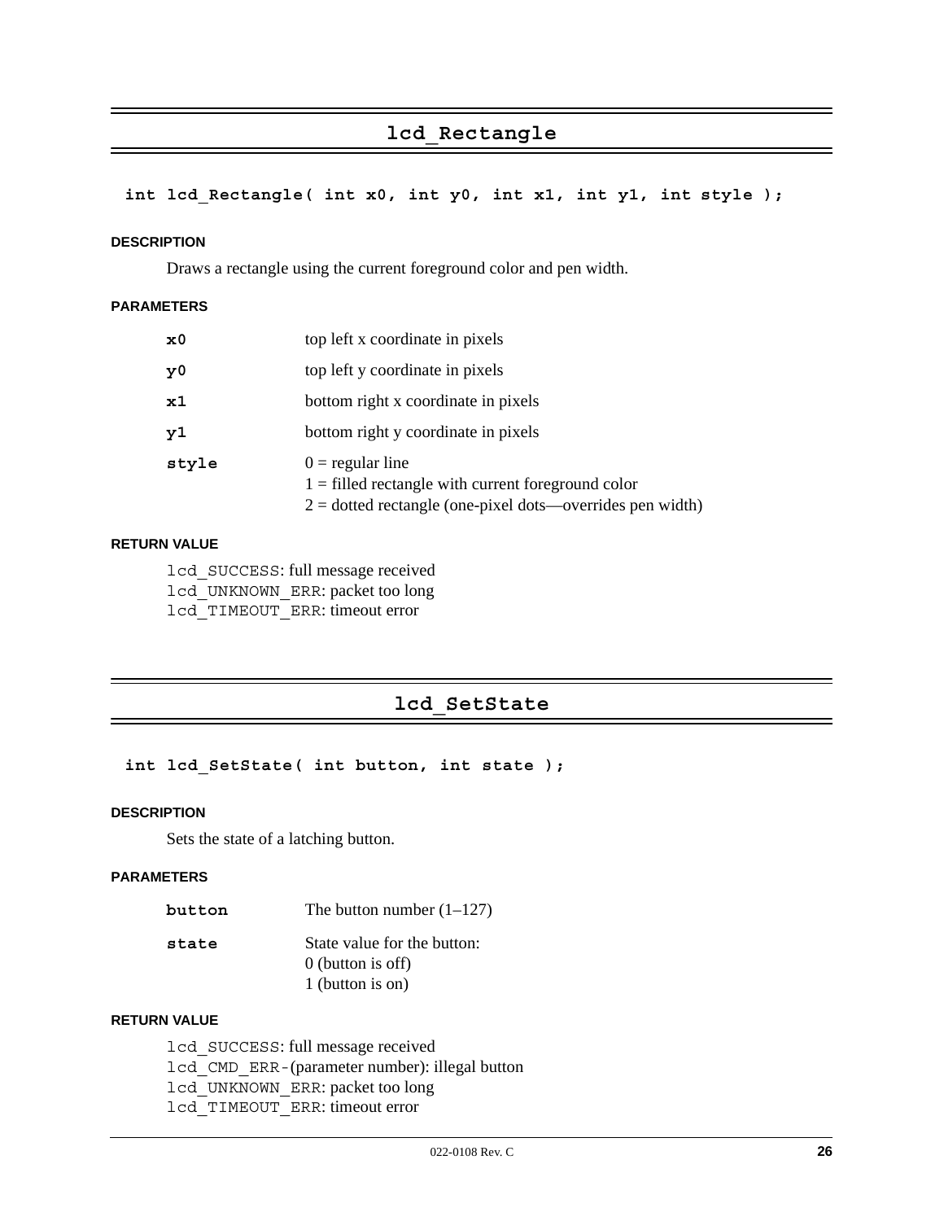## lcd_Rectangle

```
int lcd_Rectangle( int x0, int y0, int x1, int y1, int style );
```

#### DESCRIPTION

Draws a rectangle using the current foreground color and pen width.

#### PARAMETERS

| | |
|---|---|
| **x0** | top left x coordinate in pixels |
| **y0** | top left y coordinate in pixels |
| **x1** | bottom right x coordinate in pixels |
| **y1** | bottom right y coordinate in pixels |
| **style** | 0 = regular line<br>1 = filled rectangle with current foreground color<br>2 = dotted rectangle (one-pixel dots—overrides pen width) |

#### RETURN VALUE

`lcd_SUCCESS`: full message received
`lcd_UNKNOWN_ERR`: packet too long
`lcd_TIMEOUT_ERR`: timeout error

## lcd_SetState

```
int lcd_SetState( int button, int state );
```

#### DESCRIPTION

Sets the state of a latching button.

#### PARAMETERS

| | |
|---|---|
| **button** | The button number (1–127) |
| **state** | State value for the button:<br>0 (button is off)<br>1 (button is on) |

#### RETURN VALUE

`lcd_SUCCESS`: full message received
`lcd_CMD_ERR-`(parameter number): illegal button
`lcd_UNKNOWN_ERR`: packet too long
`lcd_TIMEOUT_ERR`: timeout error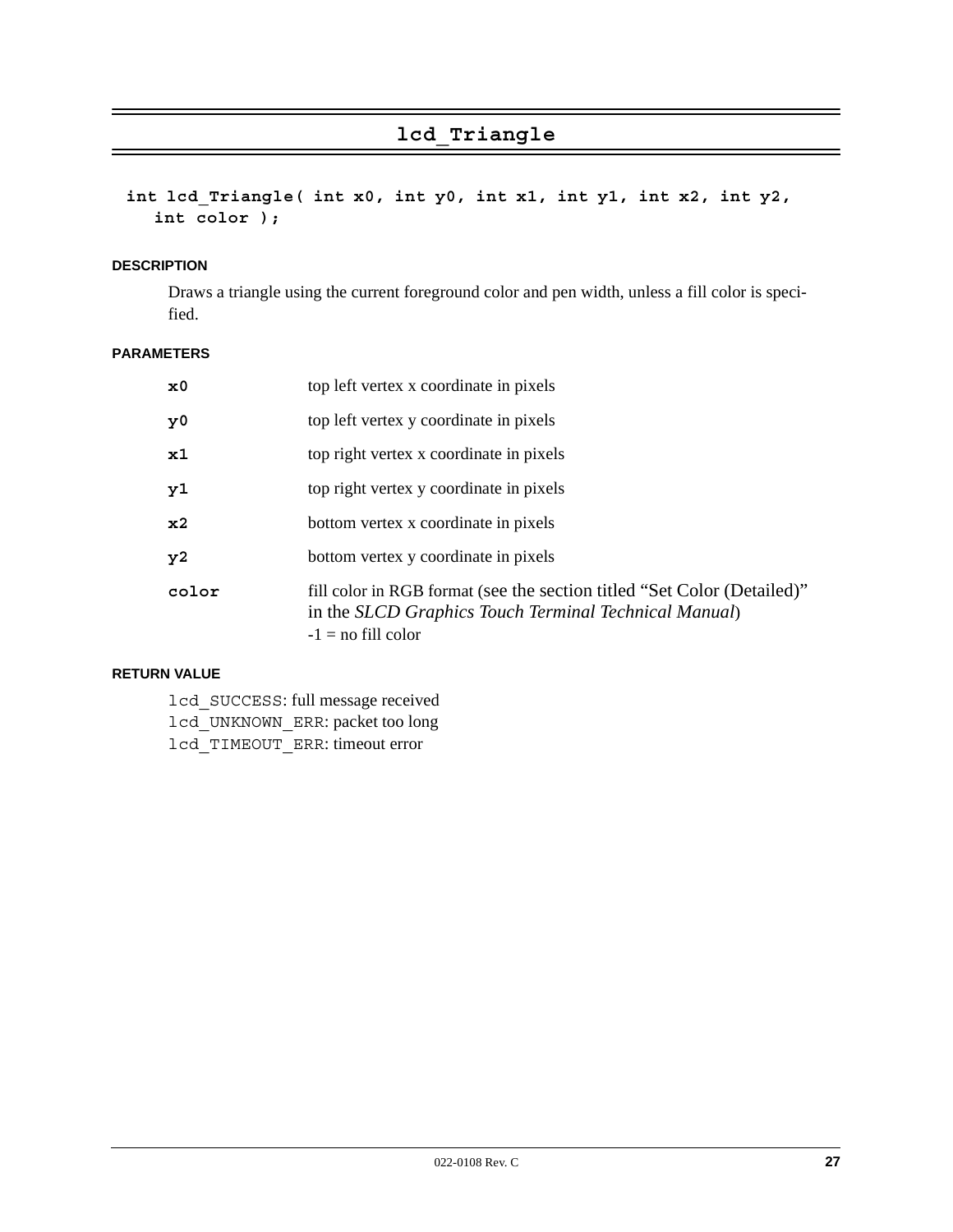## lcd_Triangle

```
int lcd_Triangle( int x0, int y0, int x1, int y1, int x2, int y2,
   int color );
```

#### DESCRIPTION

Draws a triangle using the current foreground color and pen width, unless a fill color is specified.

#### PARAMETERS

| | |
|---|---|
| **x0** | top left vertex x coordinate in pixels |
| **y0** | top left vertex y coordinate in pixels |
| **x1** | top right vertex x coordinate in pixels |
| **y1** | top right vertex y coordinate in pixels |
| **x2** | bottom vertex x coordinate in pixels |
| **y2** | bottom vertex y coordinate in pixels |
| **color** | fill color in RGB format (see the section titled "Set Color (Detailed)" in the *SLCD Graphics Touch Terminal Technical Manual*)<br>-1 = no fill color |

#### RETURN VALUE

`lcd_SUCCESS`: full message received
`lcd_UNKNOWN_ERR`: packet too long
`lcd_TIMEOUT_ERR`: timeout error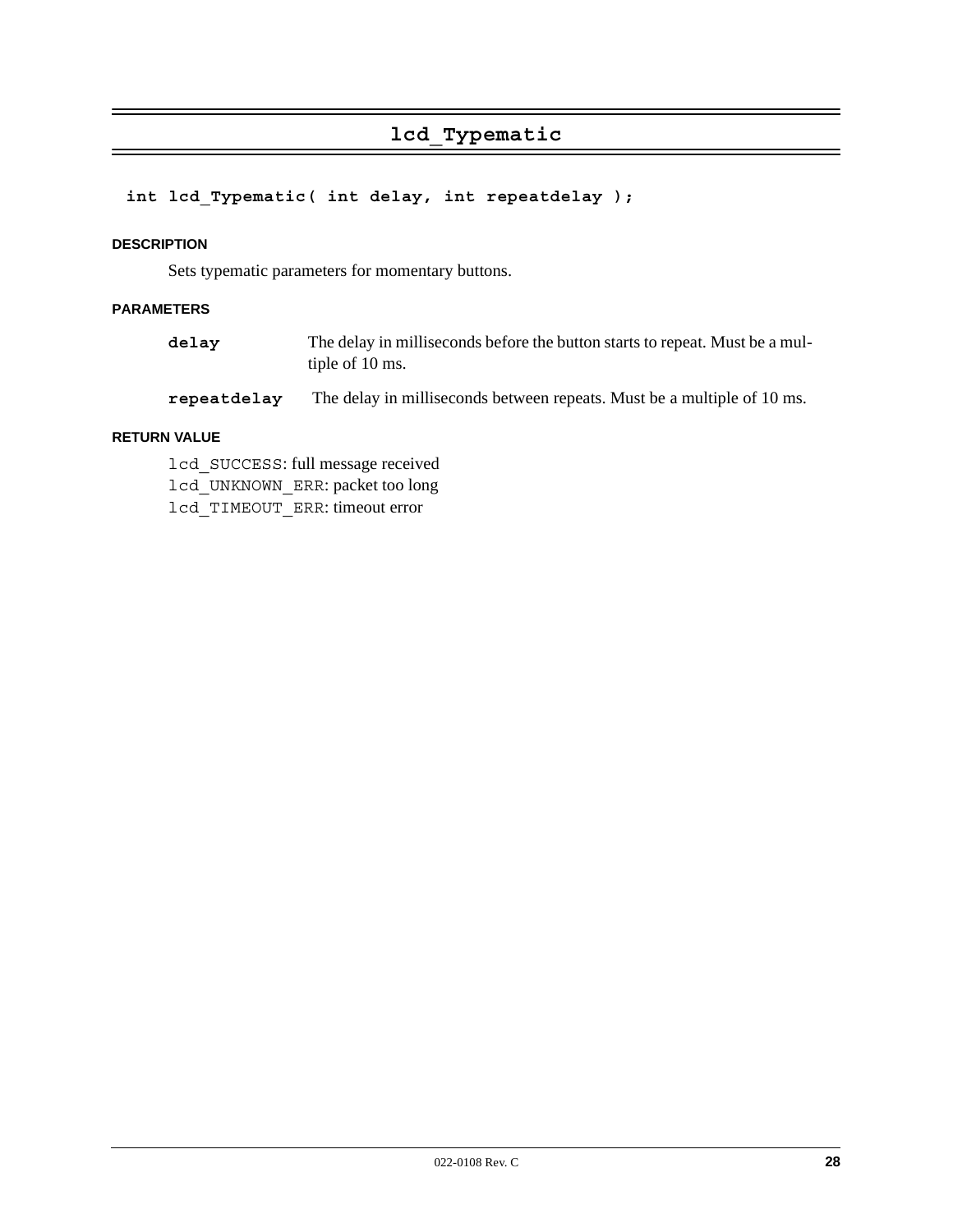# lcd_Typematic

```
int lcd_Typematic( int delay, int repeatdelay );
```

#### DESCRIPTION

Sets typematic parameters for momentary buttons.

#### PARAMETERS

**delay** The delay in milliseconds before the button starts to repeat. Must be a multiple of 10 ms.

**repeatdelay** The delay in milliseconds between repeats. Must be a multiple of 10 ms.

#### RETURN VALUE

`lcd_SUCCESS`: full message received
`lcd_UNKNOWN_ERR`: packet too long
`lcd_TIMEOUT_ERR`: timeout error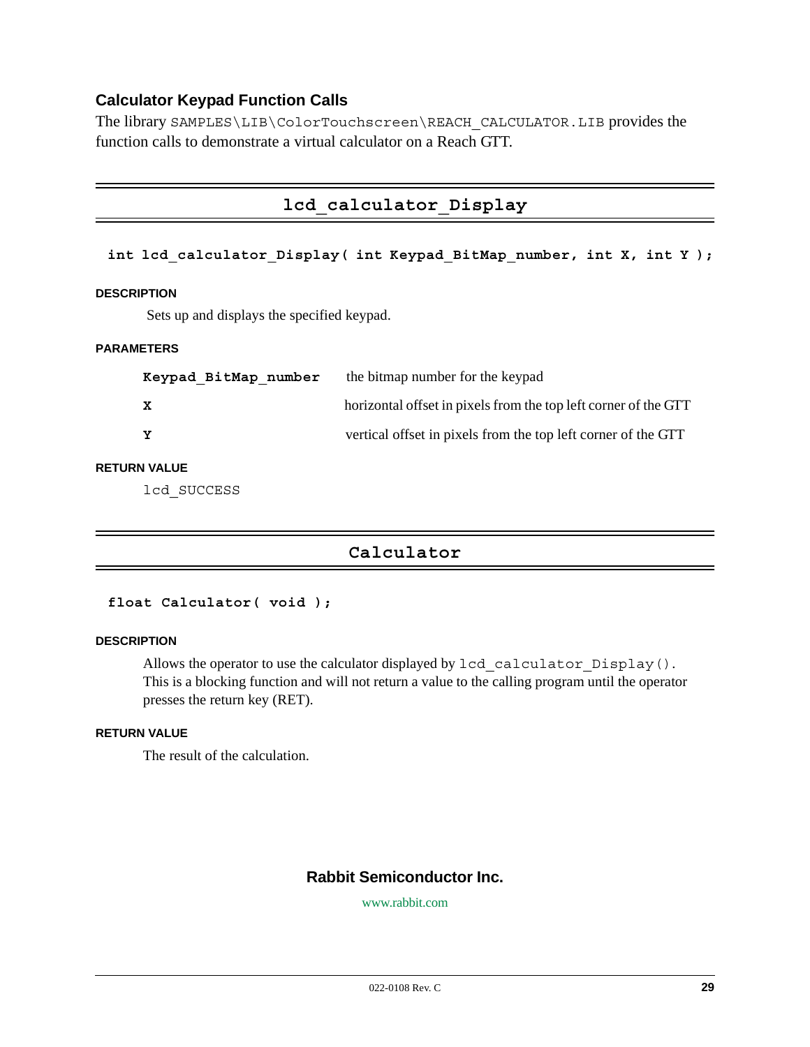### Calculator Keypad Function Calls

The library `SAMPLES\LIB\ColorTouchscreen\REACH_CALCULATOR.LIB` provides the function calls to demonstrate a virtual calculator on a Reach GTT.

---

## lcd_calculator_Display

---

```
int lcd_calculator_Display( int Keypad_BitMap_number, int X, int Y );
```

#### DESCRIPTION

Sets up and displays the specified keypad.

#### PARAMETERS

| | |
|---|---|
| **Keypad_BitMap_number** | the bitmap number for the keypad |
| **X** | horizontal offset in pixels from the top left corner of the GTT |
| **Y** | vertical offset in pixels from the top left corner of the GTT |

#### RETURN VALUE

`lcd_SUCCESS`

---

## Calculator

---

```
float Calculator( void );
```

#### DESCRIPTION

Allows the operator to use the calculator displayed by `lcd_calculator_Display()`. This is a blocking function and will not return a value to the calling program until the operator presses the return key (RET).

#### RETURN VALUE

The result of the calculation.

**Rabbit Semiconductor Inc.**

www.rabbit.com